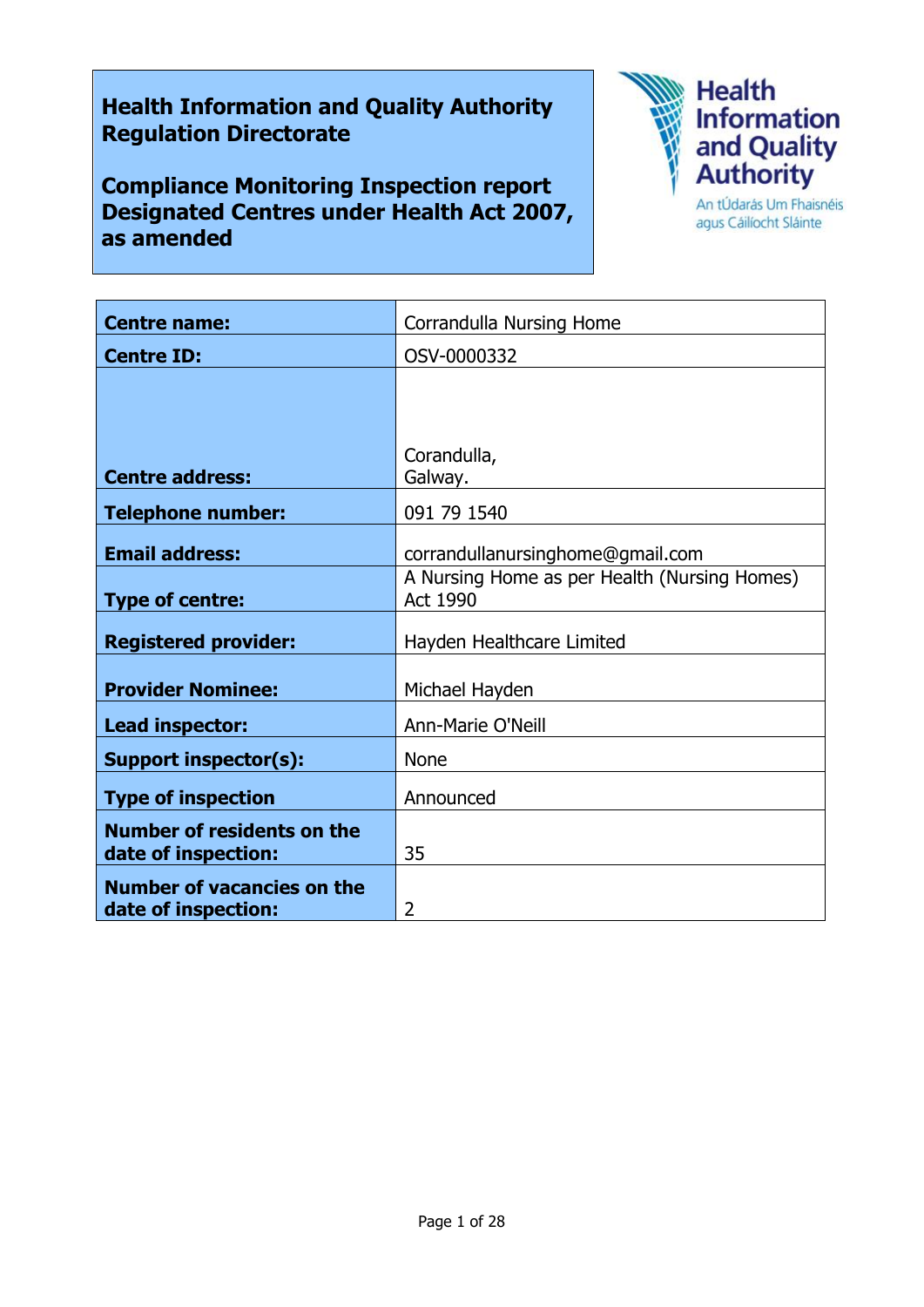**Health Information and Quality Authority Regulation Directorate**

**Compliance Monitoring Inspection report Designated Centres under Health Act 2007, as amended**

Health Information and Quality Authority
An tÚdarás Um Fhaisnéis agus Cáilíocht Sláinte

| | |
|---|---|
| **Centre name:** | Corrandulla Nursing Home |
| **Centre ID:** | OSV-0000332 |
| **Centre address:** | Corandulla,<br>Galway. |
| **Telephone number:** | 091 79 1540 |
| **Email address:** | corrandullanursinghome@gmail.com |
| **Type of centre:** | A Nursing Home as per Health (Nursing Homes) Act 1990 |
| **Registered provider:** | Hayden Healthcare Limited |
| **Provider Nominee:** | Michael Hayden |
| **Lead inspector:** | Ann-Marie O'Neill |
| **Support inspector(s):** | None |
| **Type of inspection** | Announced |
| **Number of residents on the date of inspection:** | 35 |
| **Number of vacancies on the date of inspection:** | 2 |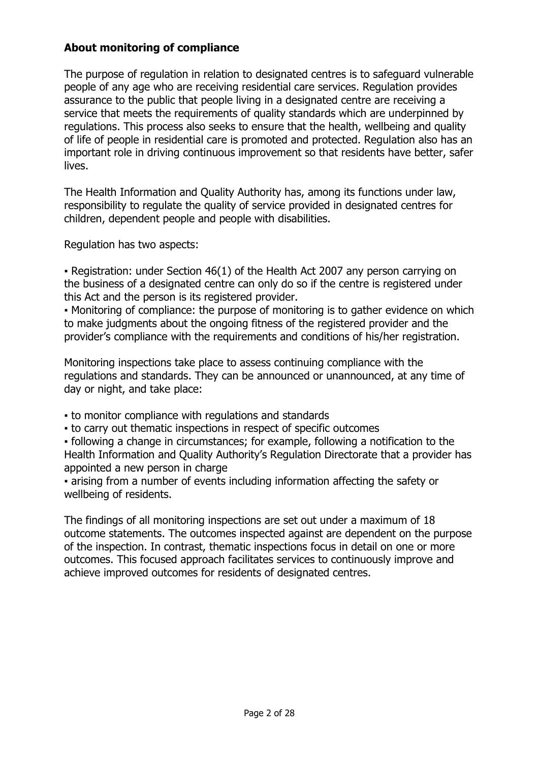## About monitoring of compliance

The purpose of regulation in relation to designated centres is to safeguard vulnerable people of any age who are receiving residential care services. Regulation provides assurance to the public that people living in a designated centre are receiving a service that meets the requirements of quality standards which are underpinned by regulations. This process also seeks to ensure that the health, wellbeing and quality of life of people in residential care is promoted and protected. Regulation also has an important role in driving continuous improvement so that residents have better, safer lives.

The Health Information and Quality Authority has, among its functions under law, responsibility to regulate the quality of service provided in designated centres for children, dependent people and people with disabilities.

Regulation has two aspects:

- Registration: under Section 46(1) of the Health Act 2007 any person carrying on the business of a designated centre can only do so if the centre is registered under this Act and the person is its registered provider.
- Monitoring of compliance: the purpose of monitoring is to gather evidence on which to make judgments about the ongoing fitness of the registered provider and the provider's compliance with the requirements and conditions of his/her registration.

Monitoring inspections take place to assess continuing compliance with the regulations and standards. They can be announced or unannounced, at any time of day or night, and take place:

- to monitor compliance with regulations and standards
- to carry out thematic inspections in respect of specific outcomes
- following a change in circumstances; for example, following a notification to the Health Information and Quality Authority's Regulation Directorate that a provider has appointed a new person in charge
- arising from a number of events including information affecting the safety or wellbeing of residents.

The findings of all monitoring inspections are set out under a maximum of 18 outcome statements. The outcomes inspected against are dependent on the purpose of the inspection. In contrast, thematic inspections focus in detail on one or more outcomes. This focused approach facilitates services to continuously improve and achieve improved outcomes for residents of designated centres.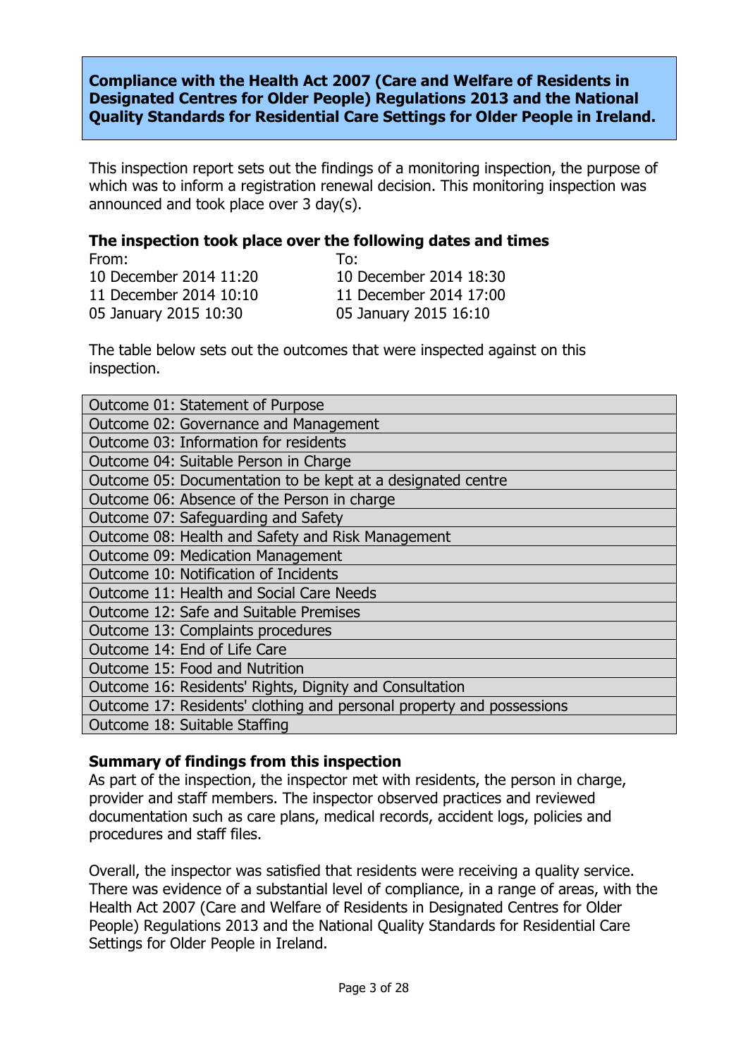**Compliance with the Health Act 2007 (Care and Welfare of Residents in Designated Centres for Older People) Regulations 2013 and the National Quality Standards for Residential Care Settings for Older People in Ireland.**

This inspection report sets out the findings of a monitoring inspection, the purpose of which was to inform a registration renewal decision. This monitoring inspection was announced and took place over 3 day(s).

**The inspection took place over the following dates and times**

| From: | To: |
|---|---|
| 10 December 2014 11:20 | 10 December 2014 18:30 |
| 11 December 2014 10:10 | 11 December 2014 17:00 |
| 05 January 2015 10:30 | 05 January 2015 16:10 |

The table below sets out the outcomes that were inspected against on this inspection.

| Outcomes |
|---|
| Outcome 01: Statement of Purpose |
| Outcome 02: Governance and Management |
| Outcome 03: Information for residents |
| Outcome 04: Suitable Person in Charge |
| Outcome 05: Documentation to be kept at a designated centre |
| Outcome 06: Absence of the Person in charge |
| Outcome 07: Safeguarding and Safety |
| Outcome 08: Health and Safety and Risk Management |
| Outcome 09: Medication Management |
| Outcome 10: Notification of Incidents |
| Outcome 11: Health and Social Care Needs |
| Outcome 12: Safe and Suitable Premises |
| Outcome 13: Complaints procedures |
| Outcome 14: End of Life Care |
| Outcome 15: Food and Nutrition |
| Outcome 16: Residents' Rights, Dignity and Consultation |
| Outcome 17: Residents' clothing and personal property and possessions |
| Outcome 18: Suitable Staffing |

**Summary of findings from this inspection**

As part of the inspection, the inspector met with residents, the person in charge, provider and staff members. The inspector observed practices and reviewed documentation such as care plans, medical records, accident logs, policies and procedures and staff files.

Overall, the inspector was satisfied that residents were receiving a quality service. There was evidence of a substantial level of compliance, in a range of areas, with the Health Act 2007 (Care and Welfare of Residents in Designated Centres for Older People) Regulations 2013 and the National Quality Standards for Residential Care Settings for Older People in Ireland.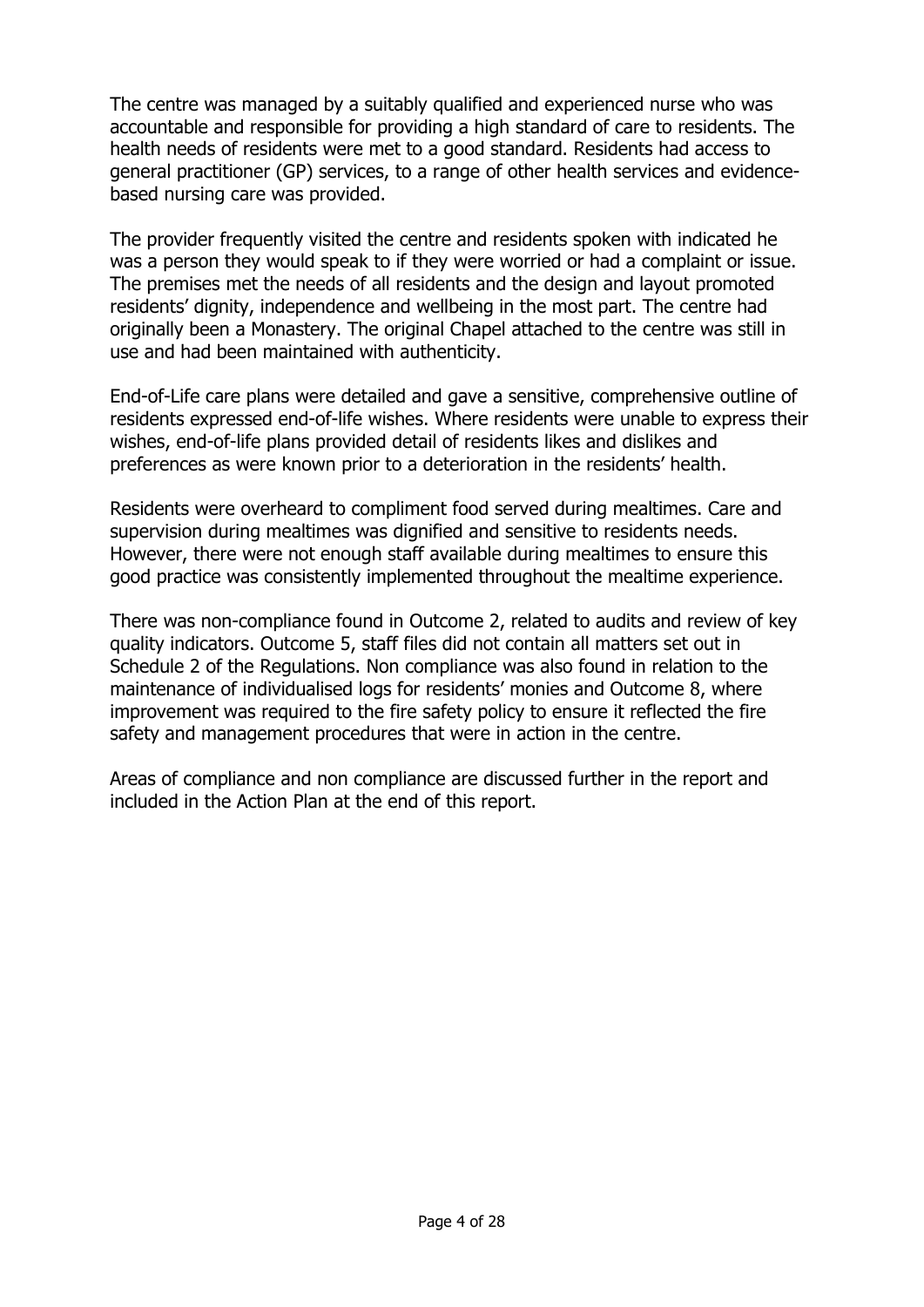The centre was managed by a suitably qualified and experienced nurse who was accountable and responsible for providing a high standard of care to residents. The health needs of residents were met to a good standard. Residents had access to general practitioner (GP) services, to a range of other health services and evidence-based nursing care was provided.

The provider frequently visited the centre and residents spoken with indicated he was a person they would speak to if they were worried or had a complaint or issue. The premises met the needs of all residents and the design and layout promoted residents' dignity, independence and wellbeing in the most part. The centre had originally been a Monastery. The original Chapel attached to the centre was still in use and had been maintained with authenticity.

End-of-Life care plans were detailed and gave a sensitive, comprehensive outline of residents expressed end-of-life wishes. Where residents were unable to express their wishes, end-of-life plans provided detail of residents likes and dislikes and preferences as were known prior to a deterioration in the residents' health.

Residents were overheard to compliment food served during mealtimes. Care and supervision during mealtimes was dignified and sensitive to residents needs. However, there were not enough staff available during mealtimes to ensure this good practice was consistently implemented throughout the mealtime experience.

There was non-compliance found in Outcome 2, related to audits and review of key quality indicators. Outcome 5, staff files did not contain all matters set out in Schedule 2 of the Regulations. Non compliance was also found in relation to the maintenance of individualised logs for residents' monies and Outcome 8, where improvement was required to the fire safety policy to ensure it reflected the fire safety and management procedures that were in action in the centre.

Areas of compliance and non compliance are discussed further in the report and included in the Action Plan at the end of this report.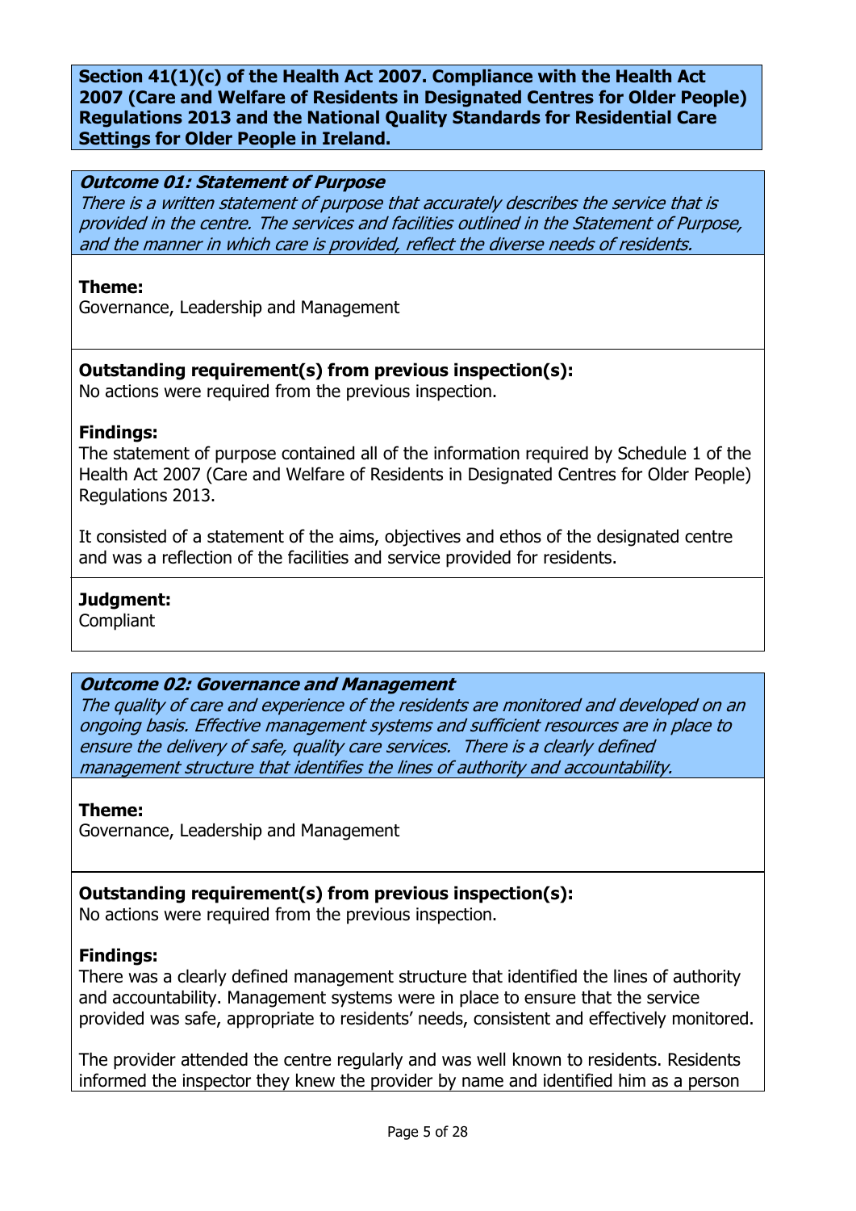**Section 41(1)(c) of the Health Act 2007. Compliance with the Health Act 2007 (Care and Welfare of Residents in Designated Centres for Older People) Regulations 2013 and the National Quality Standards for Residential Care Settings for Older People in Ireland.**

***Outcome 01: Statement of Purpose***

*There is a written statement of purpose that accurately describes the service that is provided in the centre. The services and facilities outlined in the Statement of Purpose, and the manner in which care is provided, reflect the diverse needs of residents.*

**Theme:**
Governance, Leadership and Management

**Outstanding requirement(s) from previous inspection(s):**
No actions were required from the previous inspection.

**Findings:**
The statement of purpose contained all of the information required by Schedule 1 of the Health Act 2007 (Care and Welfare of Residents in Designated Centres for Older People) Regulations 2013.

It consisted of a statement of the aims, objectives and ethos of the designated centre and was a reflection of the facilities and service provided for residents.

**Judgment:**
Compliant

***Outcome 02: Governance and Management***

*The quality of care and experience of the residents are monitored and developed on an ongoing basis. Effective management systems and sufficient resources are in place to ensure the delivery of safe, quality care services. There is a clearly defined management structure that identifies the lines of authority and accountability.*

**Theme:**
Governance, Leadership and Management

**Outstanding requirement(s) from previous inspection(s):**
No actions were required from the previous inspection.

**Findings:**
There was a clearly defined management structure that identified the lines of authority and accountability. Management systems were in place to ensure that the service provided was safe, appropriate to residents' needs, consistent and effectively monitored.

The provider attended the centre regularly and was well known to residents. Residents informed the inspector they knew the provider by name and identified him as a person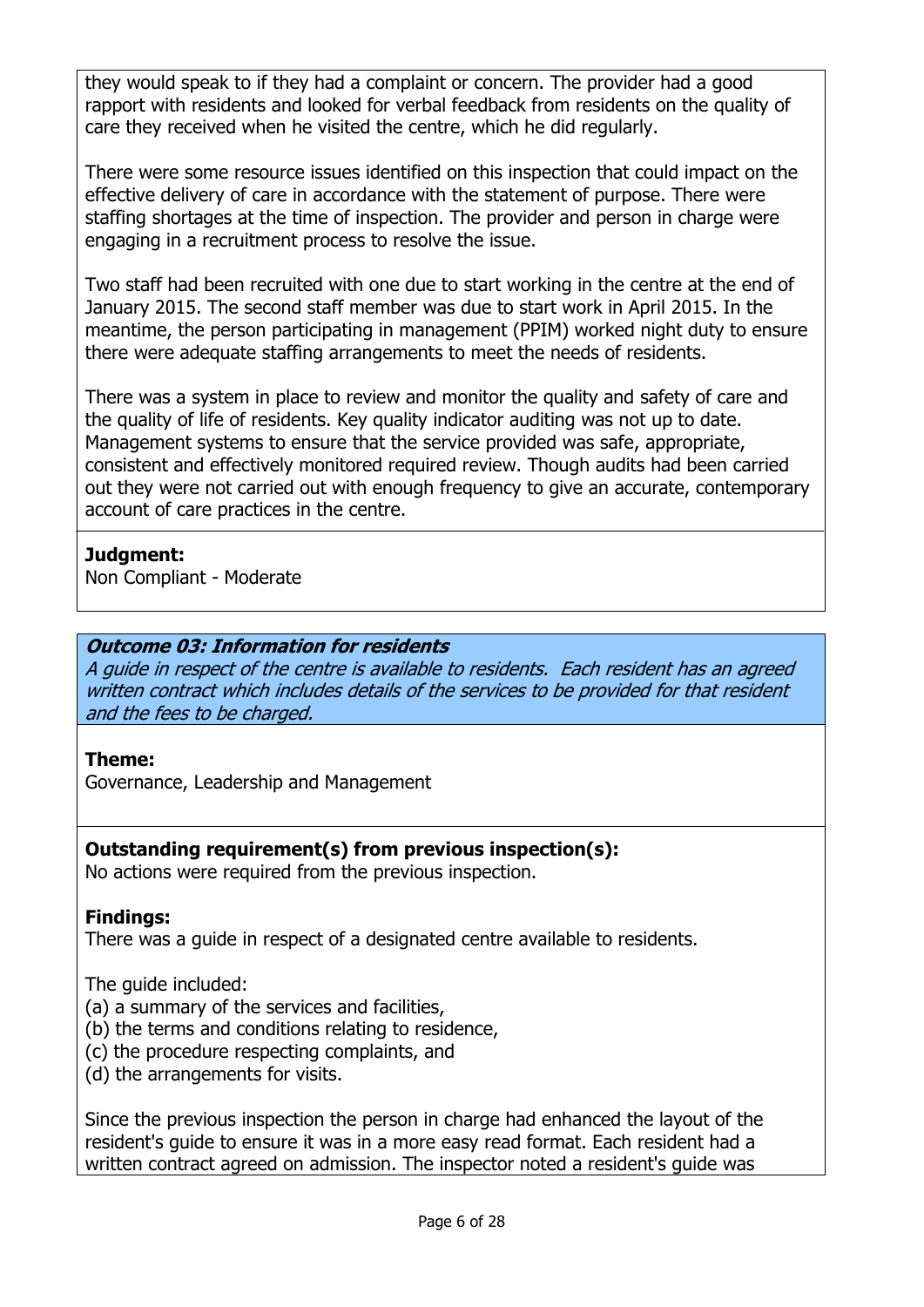they would speak to if they had a complaint or concern. The provider had a good rapport with residents and looked for verbal feedback from residents on the quality of care they received when he visited the centre, which he did regularly.

There were some resource issues identified on this inspection that could impact on the effective delivery of care in accordance with the statement of purpose. There were staffing shortages at the time of inspection. The provider and person in charge were engaging in a recruitment process to resolve the issue.

Two staff had been recruited with one due to start working in the centre at the end of January 2015. The second staff member was due to start work in April 2015. In the meantime, the person participating in management (PPIM) worked night duty to ensure there were adequate staffing arrangements to meet the needs of residents.

There was a system in place to review and monitor the quality and safety of care and the quality of life of residents. Key quality indicator auditing was not up to date. Management systems to ensure that the service provided was safe, appropriate, consistent and effectively monitored required review. Though audits had been carried out they were not carried out with enough frequency to give an accurate, contemporary account of care practices in the centre.

**Judgment:**
Non Compliant - Moderate

***Outcome 03: Information for residents***
*A guide in respect of the centre is available to residents. Each resident has an agreed written contract which includes details of the services to be provided for that resident and the fees to be charged.*

**Theme:**
Governance, Leadership and Management

**Outstanding requirement(s) from previous inspection(s):**
No actions were required from the previous inspection.

**Findings:**
There was a guide in respect of a designated centre available to residents.

The guide included:
(a) a summary of the services and facilities,
(b) the terms and conditions relating to residence,
(c) the procedure respecting complaints, and
(d) the arrangements for visits.

Since the previous inspection the person in charge had enhanced the layout of the resident's guide to ensure it was in a more easy read format. Each resident had a written contract agreed on admission. The inspector noted a resident's guide was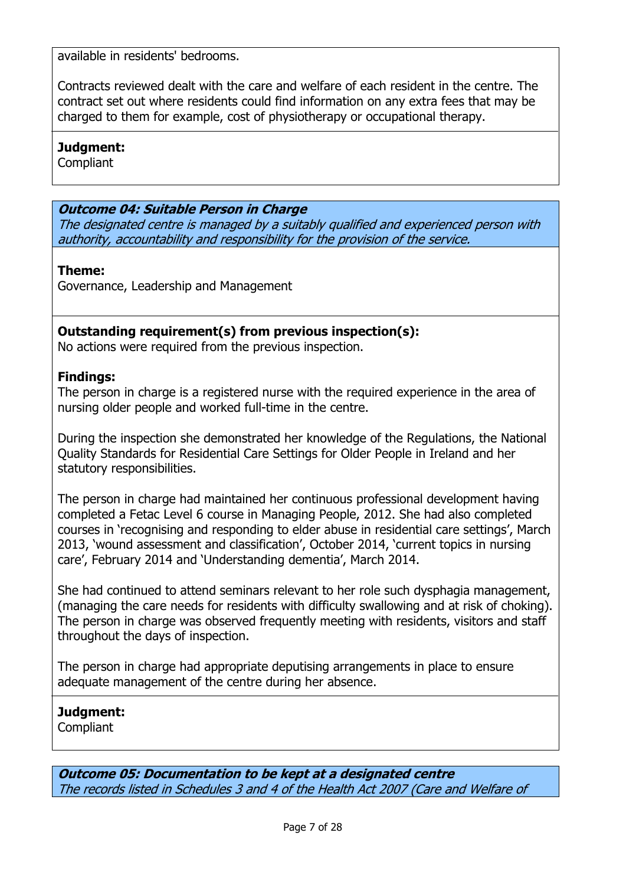available in residents' bedrooms.

Contracts reviewed dealt with the care and welfare of each resident in the centre. The contract set out where residents could find information on any extra fees that may be charged to them for example, cost of physiotherapy or occupational therapy.

**Judgment:**
Compliant

***Outcome 04: Suitable Person in Charge***
*The designated centre is managed by a suitably qualified and experienced person with authority, accountability and responsibility for the provision of the service.*

**Theme:**
Governance, Leadership and Management

**Outstanding requirement(s) from previous inspection(s):**
No actions were required from the previous inspection.

**Findings:**
The person in charge is a registered nurse with the required experience in the area of nursing older people and worked full-time in the centre.

During the inspection she demonstrated her knowledge of the Regulations, the National Quality Standards for Residential Care Settings for Older People in Ireland and her statutory responsibilities.

The person in charge had maintained her continuous professional development having completed a Fetac Level 6 course in Managing People, 2012. She had also completed courses in 'recognising and responding to elder abuse in residential care settings', March 2013, 'wound assessment and classification', October 2014, 'current topics in nursing care', February 2014 and 'Understanding dementia', March 2014.

She had continued to attend seminars relevant to her role such dysphagia management, (managing the care needs for residents with difficulty swallowing and at risk of choking). The person in charge was observed frequently meeting with residents, visitors and staff throughout the days of inspection.

The person in charge had appropriate deputising arrangements in place to ensure adequate management of the centre during her absence.

**Judgment:**
Compliant

***Outcome 05: Documentation to be kept at a designated centre***
*The records listed in Schedules 3 and 4 of the Health Act 2007 (Care and Welfare of*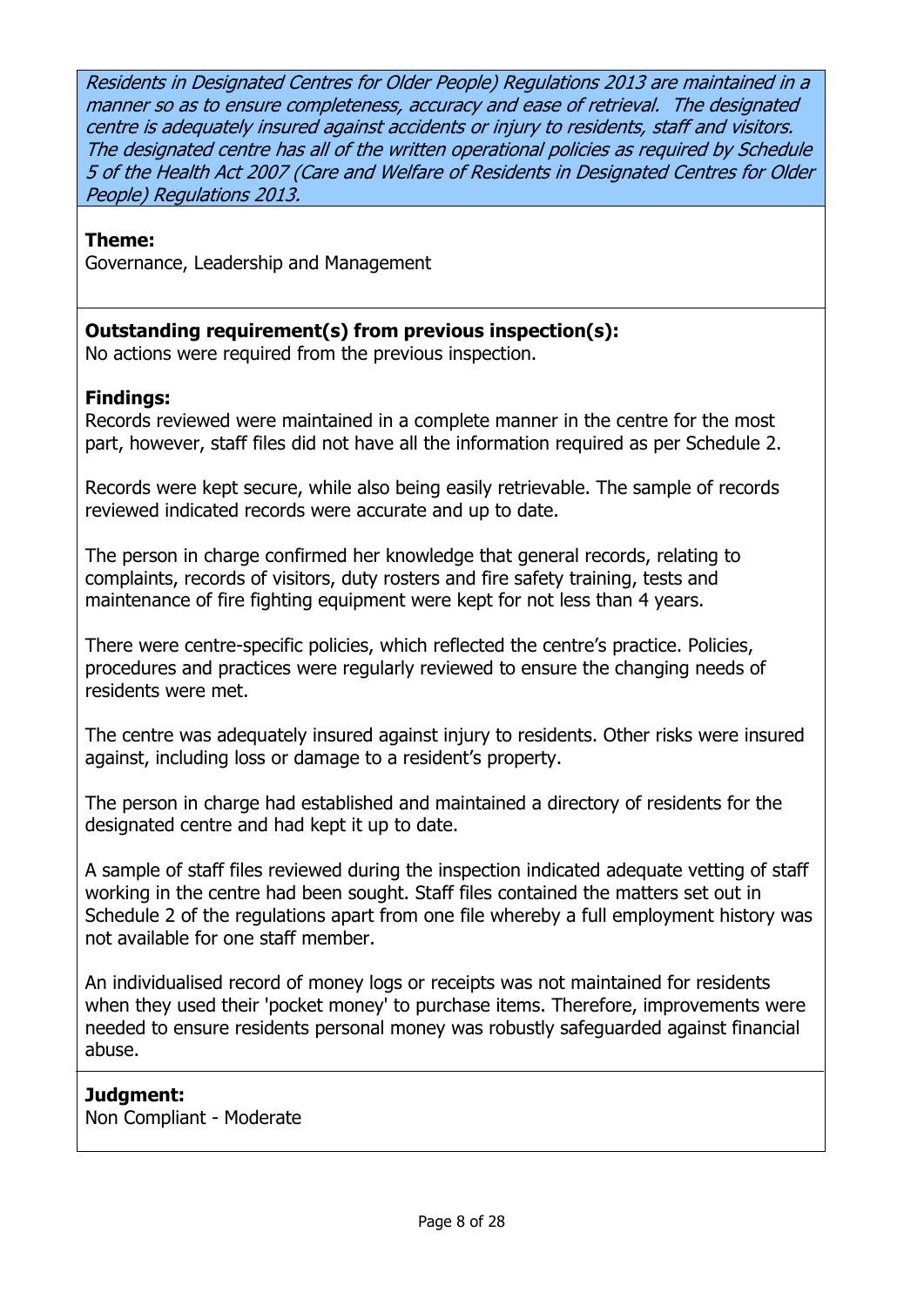*Residents in Designated Centres for Older People) Regulations 2013 are maintained in a manner so as to ensure completeness, accuracy and ease of retrieval. The designated centre is adequately insured against accidents or injury to residents, staff and visitors. The designated centre has all of the written operational policies as required by Schedule 5 of the Health Act 2007 (Care and Welfare of Residents in Designated Centres for Older People) Regulations 2013.*

**Theme:**
Governance, Leadership and Management

**Outstanding requirement(s) from previous inspection(s):**
No actions were required from the previous inspection.

**Findings:**
Records reviewed were maintained in a complete manner in the centre for the most part, however, staff files did not have all the information required as per Schedule 2.

Records were kept secure, while also being easily retrievable. The sample of records reviewed indicated records were accurate and up to date.

The person in charge confirmed her knowledge that general records, relating to complaints, records of visitors, duty rosters and fire safety training, tests and maintenance of fire fighting equipment were kept for not less than 4 years.

There were centre-specific policies, which reflected the centre's practice. Policies, procedures and practices were regularly reviewed to ensure the changing needs of residents were met.

The centre was adequately insured against injury to residents. Other risks were insured against, including loss or damage to a resident's property.

The person in charge had established and maintained a directory of residents for the designated centre and had kept it up to date.

A sample of staff files reviewed during the inspection indicated adequate vetting of staff working in the centre had been sought. Staff files contained the matters set out in Schedule 2 of the regulations apart from one file whereby a full employment history was not available for one staff member.

An individualised record of money logs or receipts was not maintained for residents when they used their 'pocket money' to purchase items. Therefore, improvements were needed to ensure residents personal money was robustly safeguarded against financial abuse.

**Judgment:**
Non Compliant - Moderate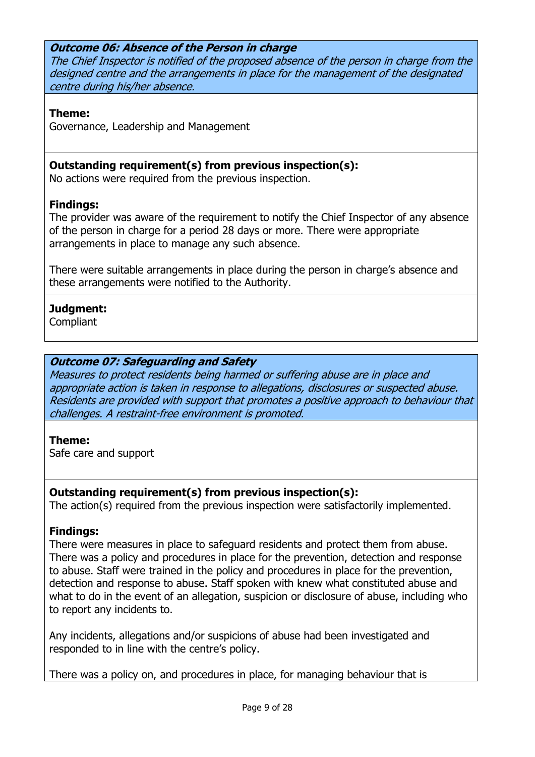### *Outcome 06: Absence of the Person in charge*

*The Chief Inspector is notified of the proposed absence of the person in charge from the designed centre and the arrangements in place for the management of the designated centre during his/her absence.*

**Theme:**
Governance, Leadership and Management

**Outstanding requirement(s) from previous inspection(s):**
No actions were required from the previous inspection.

**Findings:**
The provider was aware of the requirement to notify the Chief Inspector of any absence of the person in charge for a period 28 days or more. There were appropriate arrangements in place to manage any such absence.

There were suitable arrangements in place during the person in charge's absence and these arrangements were notified to the Authority.

**Judgment:**
Compliant

### *Outcome 07: Safeguarding and Safety*

*Measures to protect residents being harmed or suffering abuse are in place and appropriate action is taken in response to allegations, disclosures or suspected abuse. Residents are provided with support that promotes a positive approach to behaviour that challenges. A restraint-free environment is promoted.*

**Theme:**
Safe care and support

**Outstanding requirement(s) from previous inspection(s):**
The action(s) required from the previous inspection were satisfactorily implemented.

**Findings:**
There were measures in place to safeguard residents and protect them from abuse. There was a policy and procedures in place for the prevention, detection and response to abuse. Staff were trained in the policy and procedures in place for the prevention, detection and response to abuse. Staff spoken with knew what constituted abuse and what to do in the event of an allegation, suspicion or disclosure of abuse, including who to report any incidents to.

Any incidents, allegations and/or suspicions of abuse had been investigated and responded to in line with the centre's policy.

There was a policy on, and procedures in place, for managing behaviour that is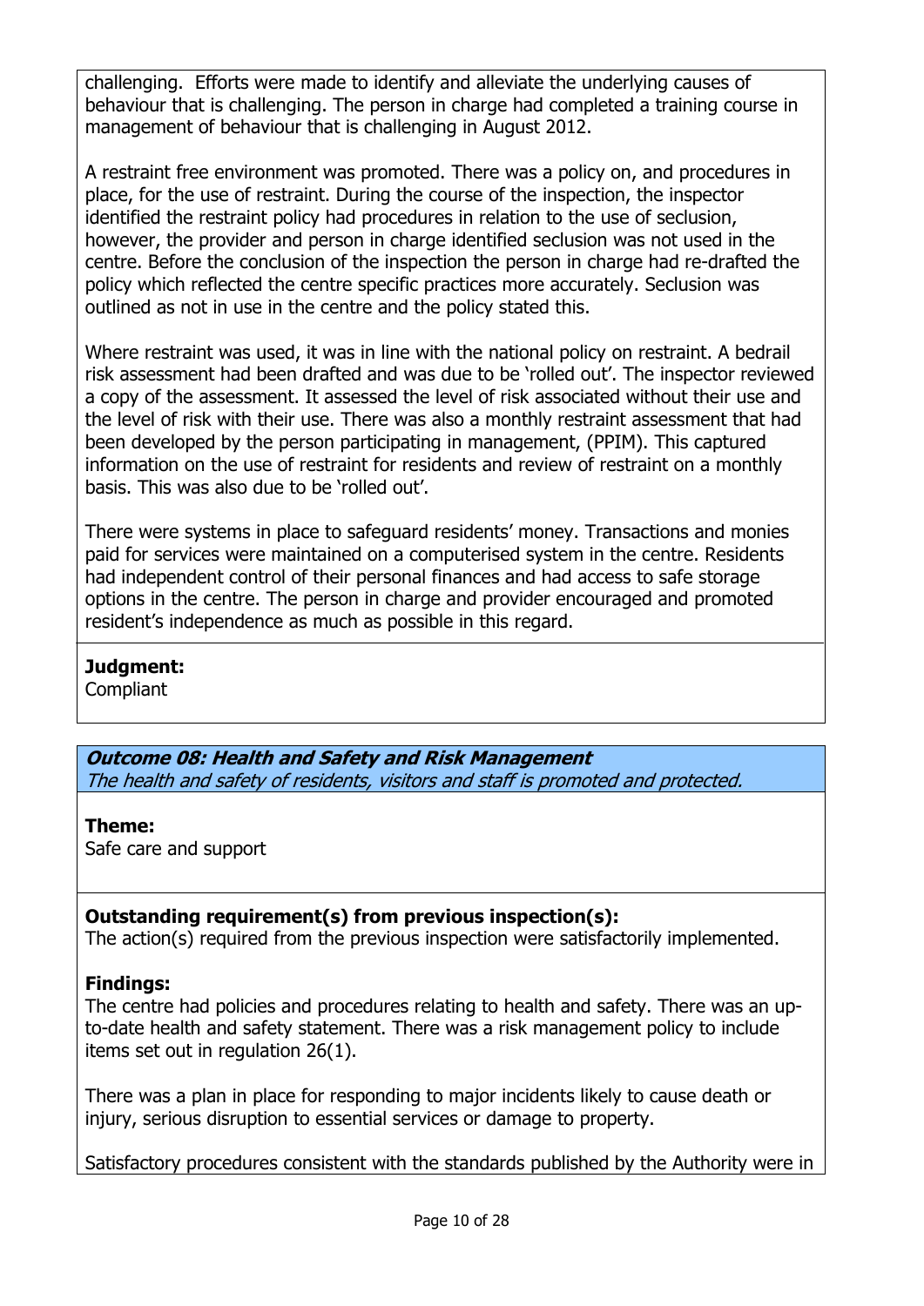challenging. Efforts were made to identify and alleviate the underlying causes of behaviour that is challenging. The person in charge had completed a training course in management of behaviour that is challenging in August 2012.

A restraint free environment was promoted. There was a policy on, and procedures in place, for the use of restraint. During the course of the inspection, the inspector identified the restraint policy had procedures in relation to the use of seclusion, however, the provider and person in charge identified seclusion was not used in the centre. Before the conclusion of the inspection the person in charge had re-drafted the policy which reflected the centre specific practices more accurately. Seclusion was outlined as not in use in the centre and the policy stated this.

Where restraint was used, it was in line with the national policy on restraint. A bedrail risk assessment had been drafted and was due to be 'rolled out'. The inspector reviewed a copy of the assessment. It assessed the level of risk associated without their use and the level of risk with their use. There was also a monthly restraint assessment that had been developed by the person participating in management, (PPIM). This captured information on the use of restraint for residents and review of restraint on a monthly basis. This was also due to be 'rolled out'.

There were systems in place to safeguard residents' money. Transactions and monies paid for services were maintained on a computerised system in the centre. Residents had independent control of their personal finances and had access to safe storage options in the centre. The person in charge and provider encouraged and promoted resident's independence as much as possible in this regard.

**Judgment:**
Compliant

***Outcome 08: Health and Safety and Risk Management***
*The health and safety of residents, visitors and staff is promoted and protected.*

**Theme:**
Safe care and support

**Outstanding requirement(s) from previous inspection(s):**
The action(s) required from the previous inspection were satisfactorily implemented.

**Findings:**
The centre had policies and procedures relating to health and safety. There was an up-to-date health and safety statement. There was a risk management policy to include items set out in regulation 26(1).

There was a plan in place for responding to major incidents likely to cause death or injury, serious disruption to essential services or damage to property.

Satisfactory procedures consistent with the standards published by the Authority were in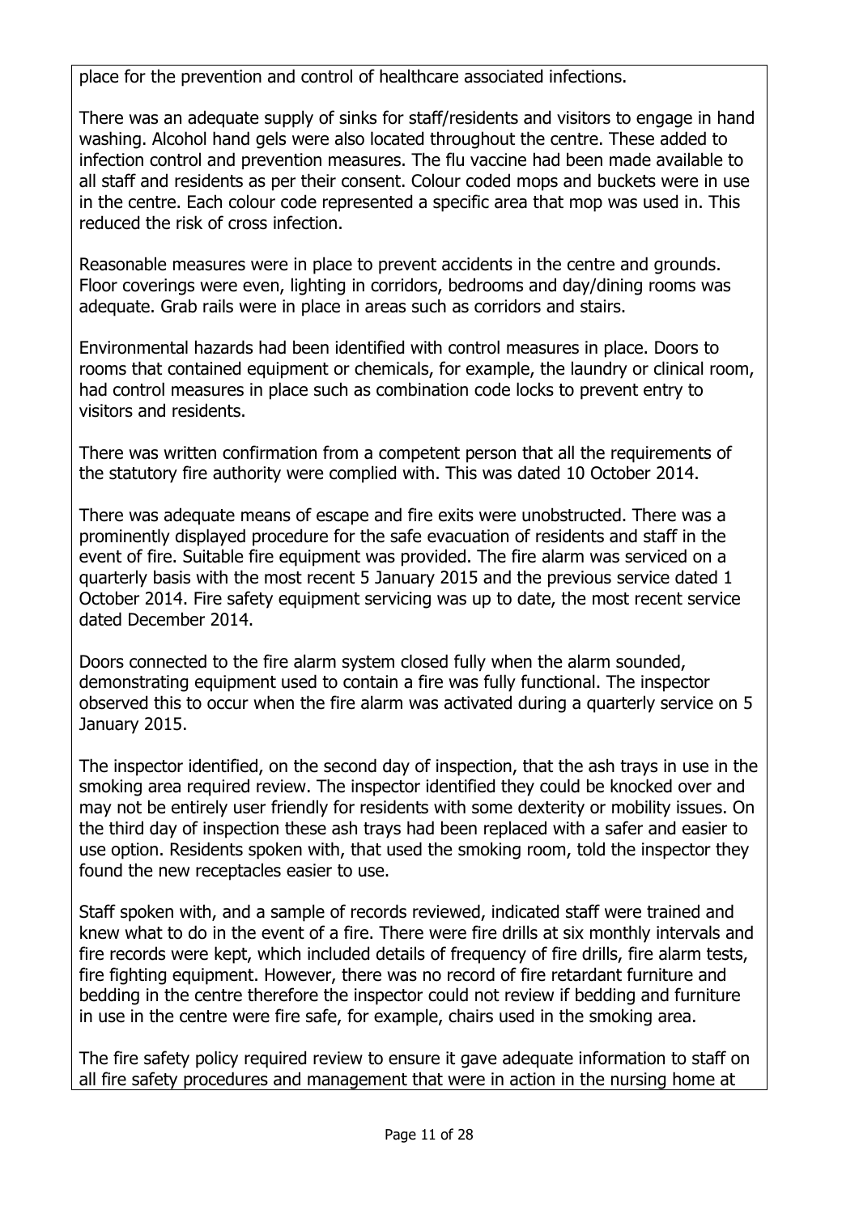place for the prevention and control of healthcare associated infections.

There was an adequate supply of sinks for staff/residents and visitors to engage in hand washing. Alcohol hand gels were also located throughout the centre. These added to infection control and prevention measures. The flu vaccine had been made available to all staff and residents as per their consent. Colour coded mops and buckets were in use in the centre. Each colour code represented a specific area that mop was used in. This reduced the risk of cross infection.

Reasonable measures were in place to prevent accidents in the centre and grounds. Floor coverings were even, lighting in corridors, bedrooms and day/dining rooms was adequate. Grab rails were in place in areas such as corridors and stairs.

Environmental hazards had been identified with control measures in place. Doors to rooms that contained equipment or chemicals, for example, the laundry or clinical room, had control measures in place such as combination code locks to prevent entry to visitors and residents.

There was written confirmation from a competent person that all the requirements of the statutory fire authority were complied with. This was dated 10 October 2014.

There was adequate means of escape and fire exits were unobstructed. There was a prominently displayed procedure for the safe evacuation of residents and staff in the event of fire. Suitable fire equipment was provided. The fire alarm was serviced on a quarterly basis with the most recent 5 January 2015 and the previous service dated 1 October 2014. Fire safety equipment servicing was up to date, the most recent service dated December 2014.

Doors connected to the fire alarm system closed fully when the alarm sounded, demonstrating equipment used to contain a fire was fully functional. The inspector observed this to occur when the fire alarm was activated during a quarterly service on 5 January 2015.

The inspector identified, on the second day of inspection, that the ash trays in use in the smoking area required review. The inspector identified they could be knocked over and may not be entirely user friendly for residents with some dexterity or mobility issues. On the third day of inspection these ash trays had been replaced with a safer and easier to use option. Residents spoken with, that used the smoking room, told the inspector they found the new receptacles easier to use.

Staff spoken with, and a sample of records reviewed, indicated staff were trained and knew what to do in the event of a fire. There were fire drills at six monthly intervals and fire records were kept, which included details of frequency of fire drills, fire alarm tests, fire fighting equipment. However, there was no record of fire retardant furniture and bedding in the centre therefore the inspector could not review if bedding and furniture in use in the centre were fire safe, for example, chairs used in the smoking area.

The fire safety policy required review to ensure it gave adequate information to staff on all fire safety procedures and management that were in action in the nursing home at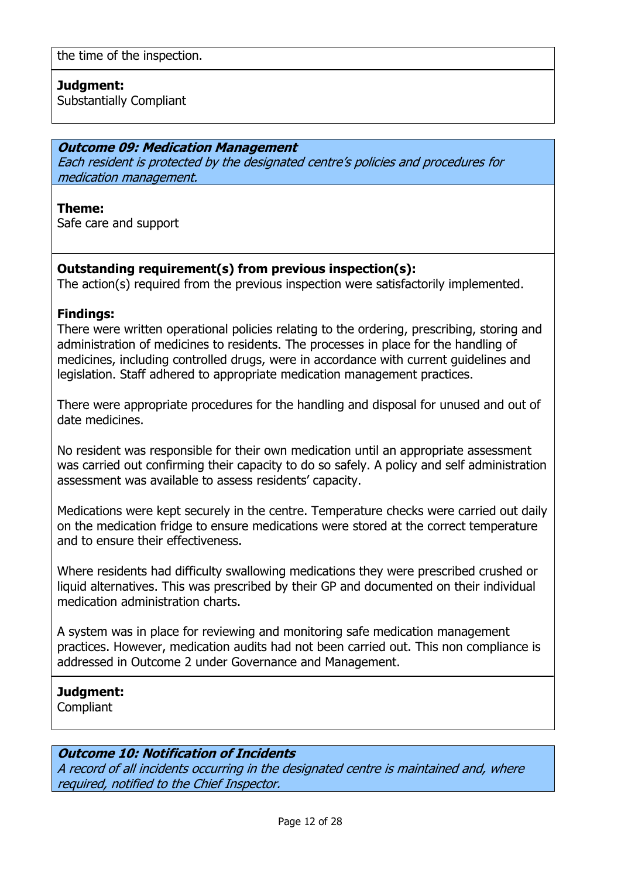the time of the inspection.

**Judgment:**
Substantially Compliant

***Outcome 09: Medication Management***
*Each resident is protected by the designated centre's policies and procedures for medication management.*

**Theme:**
Safe care and support

**Outstanding requirement(s) from previous inspection(s):**
The action(s) required from the previous inspection were satisfactorily implemented.

**Findings:**
There were written operational policies relating to the ordering, prescribing, storing and administration of medicines to residents. The processes in place for the handling of medicines, including controlled drugs, were in accordance with current guidelines and legislation. Staff adhered to appropriate medication management practices.

There were appropriate procedures for the handling and disposal for unused and out of date medicines.

No resident was responsible for their own medication until an appropriate assessment was carried out confirming their capacity to do so safely. A policy and self administration assessment was available to assess residents' capacity.

Medications were kept securely in the centre. Temperature checks were carried out daily on the medication fridge to ensure medications were stored at the correct temperature and to ensure their effectiveness.

Where residents had difficulty swallowing medications they were prescribed crushed or liquid alternatives. This was prescribed by their GP and documented on their individual medication administration charts.

A system was in place for reviewing and monitoring safe medication management practices. However, medication audits had not been carried out. This non compliance is addressed in Outcome 2 under Governance and Management.

**Judgment:**
Compliant

***Outcome 10: Notification of Incidents***
*A record of all incidents occurring in the designated centre is maintained and, where required, notified to the Chief Inspector.*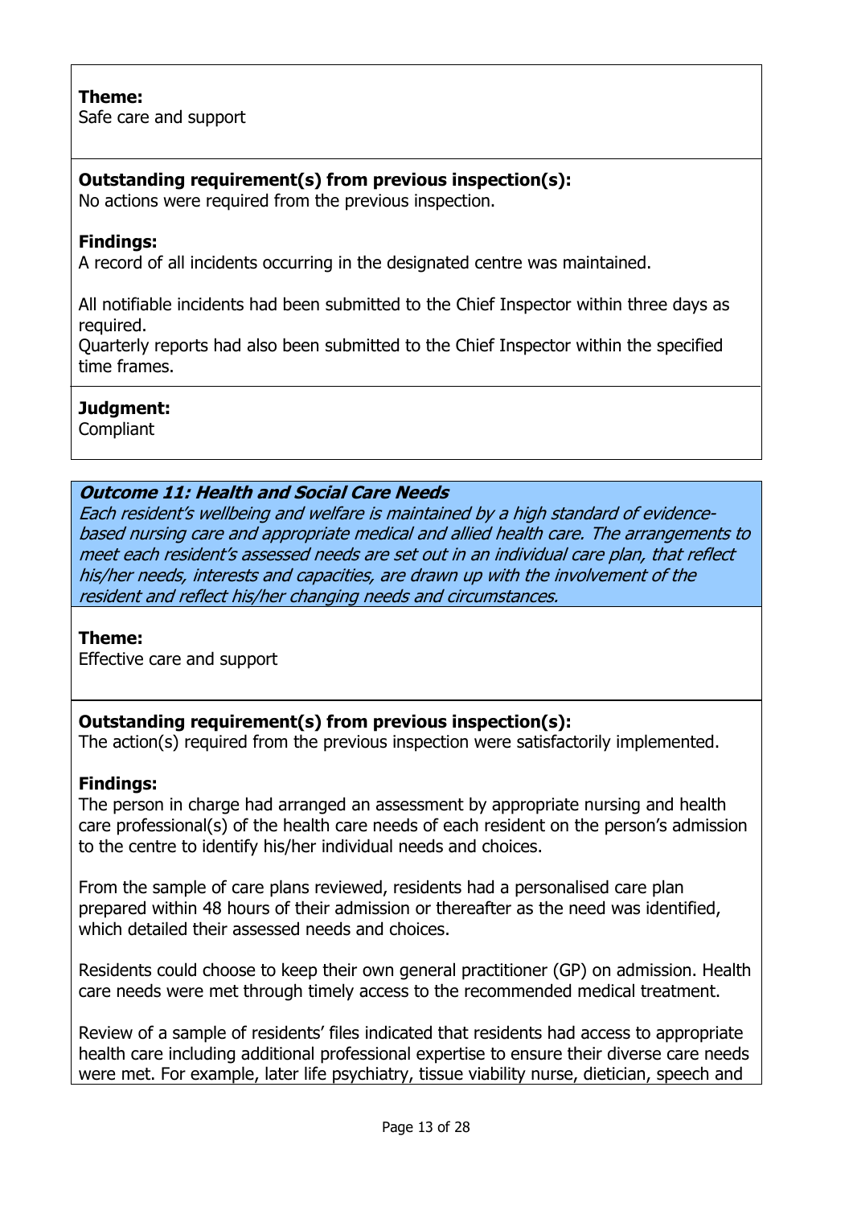**Theme:**
Safe care and support

**Outstanding requirement(s) from previous inspection(s):**
No actions were required from the previous inspection.

**Findings:**
A record of all incidents occurring in the designated centre was maintained.

All notifiable incidents had been submitted to the Chief Inspector within three days as required.
Quarterly reports had also been submitted to the Chief Inspector within the specified time frames.

**Judgment:**
Compliant

***Outcome 11: Health and Social Care Needs***
*Each resident's wellbeing and welfare is maintained by a high standard of evidence-based nursing care and appropriate medical and allied health care. The arrangements to meet each resident's assessed needs are set out in an individual care plan, that reflect his/her needs, interests and capacities, are drawn up with the involvement of the resident and reflect his/her changing needs and circumstances.*

**Theme:**
Effective care and support

**Outstanding requirement(s) from previous inspection(s):**
The action(s) required from the previous inspection were satisfactorily implemented.

**Findings:**
The person in charge had arranged an assessment by appropriate nursing and health care professional(s) of the health care needs of each resident on the person's admission to the centre to identify his/her individual needs and choices.

From the sample of care plans reviewed, residents had a personalised care plan prepared within 48 hours of their admission or thereafter as the need was identified, which detailed their assessed needs and choices.

Residents could choose to keep their own general practitioner (GP) on admission. Health care needs were met through timely access to the recommended medical treatment.

Review of a sample of residents' files indicated that residents had access to appropriate health care including additional professional expertise to ensure their diverse care needs were met. For example, later life psychiatry, tissue viability nurse, dietician, speech and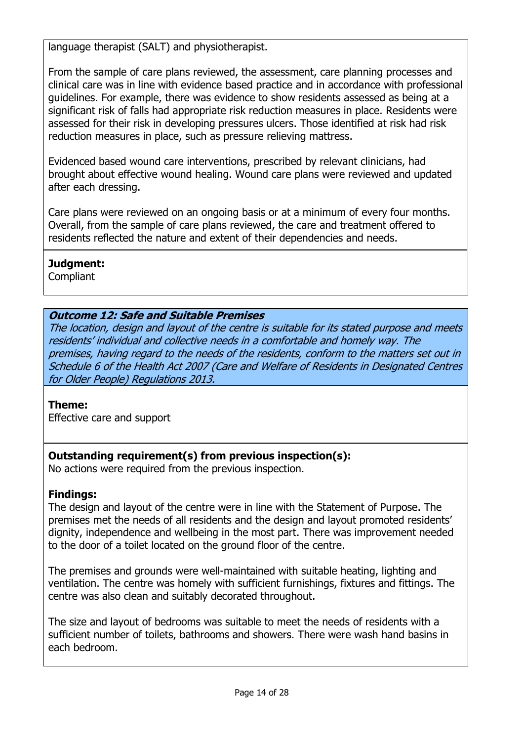language therapist (SALT) and physiotherapist.

From the sample of care plans reviewed, the assessment, care planning processes and clinical care was in line with evidence based practice and in accordance with professional guidelines. For example, there was evidence to show residents assessed as being at a significant risk of falls had appropriate risk reduction measures in place. Residents were assessed for their risk in developing pressures ulcers. Those identified at risk had risk reduction measures in place, such as pressure relieving mattress.

Evidenced based wound care interventions, prescribed by relevant clinicians, had brought about effective wound healing. Wound care plans were reviewed and updated after each dressing.

Care plans were reviewed on an ongoing basis or at a minimum of every four months. Overall, from the sample of care plans reviewed, the care and treatment offered to residents reflected the nature and extent of their dependencies and needs.

**Judgment:**
Compliant

### *Outcome 12: Safe and Suitable Premises*

*The location, design and layout of the centre is suitable for its stated purpose and meets residents' individual and collective needs in a comfortable and homely way. The premises, having regard to the needs of the residents, conform to the matters set out in Schedule 6 of the Health Act 2007 (Care and Welfare of Residents in Designated Centres for Older People) Regulations 2013.*

**Theme:**
Effective care and support

**Outstanding requirement(s) from previous inspection(s):**
No actions were required from the previous inspection.

**Findings:**
The design and layout of the centre were in line with the Statement of Purpose. The premises met the needs of all residents and the design and layout promoted residents' dignity, independence and wellbeing in the most part. There was improvement needed to the door of a toilet located on the ground floor of the centre.

The premises and grounds were well-maintained with suitable heating, lighting and ventilation. The centre was homely with sufficient furnishings, fixtures and fittings. The centre was also clean and suitably decorated throughout.

The size and layout of bedrooms was suitable to meet the needs of residents with a sufficient number of toilets, bathrooms and showers. There were wash hand basins in each bedroom.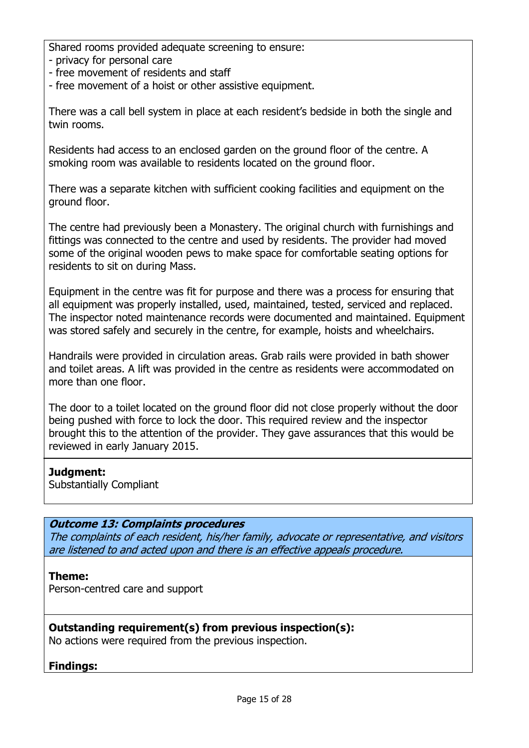Shared rooms provided adequate screening to ensure:
- privacy for personal care
- free movement of residents and staff
- free movement of a hoist or other assistive equipment.

There was a call bell system in place at each resident's bedside in both the single and twin rooms.

Residents had access to an enclosed garden on the ground floor of the centre. A smoking room was available to residents located on the ground floor.

There was a separate kitchen with sufficient cooking facilities and equipment on the ground floor.

The centre had previously been a Monastery. The original church with furnishings and fittings was connected to the centre and used by residents. The provider had moved some of the original wooden pews to make space for comfortable seating options for residents to sit on during Mass.

Equipment in the centre was fit for purpose and there was a process for ensuring that all equipment was properly installed, used, maintained, tested, serviced and replaced. The inspector noted maintenance records were documented and maintained. Equipment was stored safely and securely in the centre, for example, hoists and wheelchairs.

Handrails were provided in circulation areas. Grab rails were provided in bath shower and toilet areas. A lift was provided in the centre as residents were accommodated on more than one floor.

The door to a toilet located on the ground floor did not close properly without the door being pushed with force to lock the door. This required review and the inspector brought this to the attention of the provider. They gave assurances that this would be reviewed in early January 2015.

**Judgment:**
Substantially Compliant

### ***Outcome 13: Complaints procedures***

*The complaints of each resident, his/her family, advocate or representative, and visitors are listened to and acted upon and there is an effective appeals procedure.*

**Theme:**
Person-centred care and support

**Outstanding requirement(s) from previous inspection(s):**
No actions were required from the previous inspection.

**Findings:**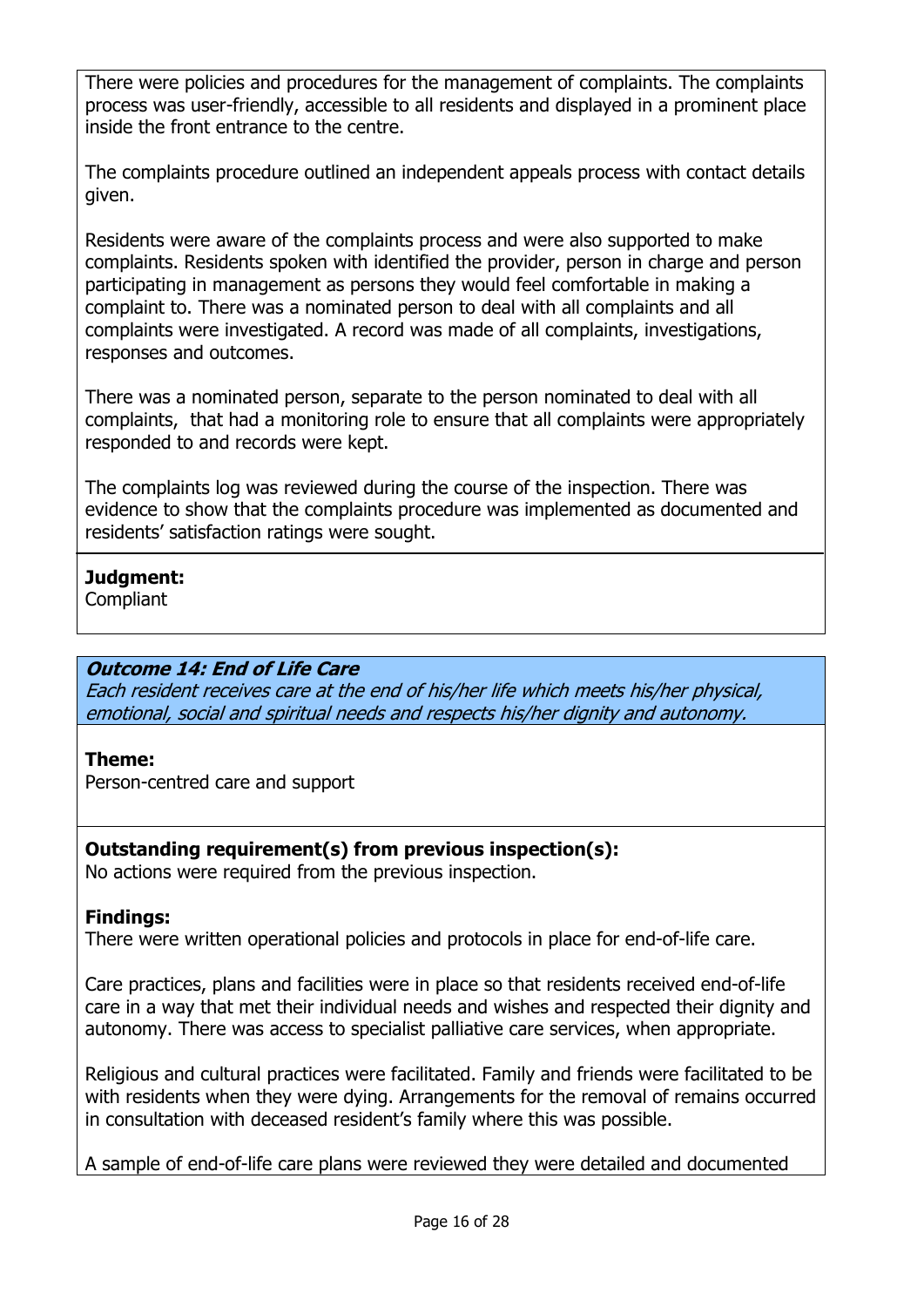There were policies and procedures for the management of complaints. The complaints process was user-friendly, accessible to all residents and displayed in a prominent place inside the front entrance to the centre.

The complaints procedure outlined an independent appeals process with contact details given.

Residents were aware of the complaints process and were also supported to make complaints. Residents spoken with identified the provider, person in charge and person participating in management as persons they would feel comfortable in making a complaint to. There was a nominated person to deal with all complaints and all complaints were investigated. A record was made of all complaints, investigations, responses and outcomes.

There was a nominated person, separate to the person nominated to deal with all complaints, that had a monitoring role to ensure that all complaints were appropriately responded to and records were kept.

The complaints log was reviewed during the course of the inspection. There was evidence to show that the complaints procedure was implemented as documented and residents' satisfaction ratings were sought.

**Judgment:**
Compliant

### *Outcome 14: End of Life Care*

*Each resident receives care at the end of his/her life which meets his/her physical, emotional, social and spiritual needs and respects his/her dignity and autonomy.*

**Theme:**
Person-centred care and support

**Outstanding requirement(s) from previous inspection(s):**
No actions were required from the previous inspection.

**Findings:**
There were written operational policies and protocols in place for end-of-life care.

Care practices, plans and facilities were in place so that residents received end-of-life care in a way that met their individual needs and wishes and respected their dignity and autonomy. There was access to specialist palliative care services, when appropriate.

Religious and cultural practices were facilitated. Family and friends were facilitated to be with residents when they were dying. Arrangements for the removal of remains occurred in consultation with deceased resident's family where this was possible.

A sample of end-of-life care plans were reviewed they were detailed and documented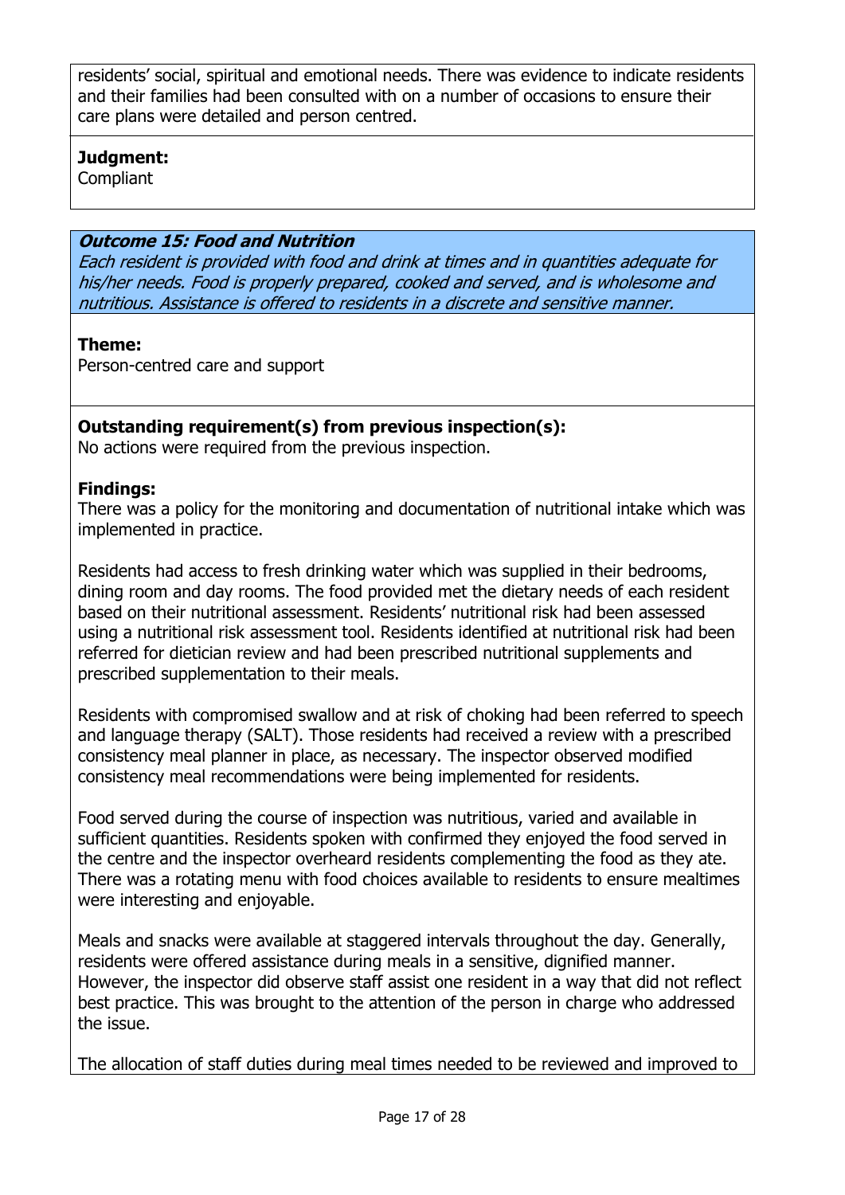residents' social, spiritual and emotional needs. There was evidence to indicate residents and their families had been consulted with on a number of occasions to ensure their care plans were detailed and person centred.

**Judgment:**
Compliant

***Outcome 15: Food and Nutrition***
*Each resident is provided with food and drink at times and in quantities adequate for his/her needs. Food is properly prepared, cooked and served, and is wholesome and nutritious. Assistance is offered to residents in a discrete and sensitive manner.*

**Theme:**
Person-centred care and support

**Outstanding requirement(s) from previous inspection(s):**
No actions were required from the previous inspection.

**Findings:**
There was a policy for the monitoring and documentation of nutritional intake which was implemented in practice.

Residents had access to fresh drinking water which was supplied in their bedrooms, dining room and day rooms. The food provided met the dietary needs of each resident based on their nutritional assessment. Residents' nutritional risk had been assessed using a nutritional risk assessment tool. Residents identified at nutritional risk had been referred for dietician review and had been prescribed nutritional supplements and prescribed supplementation to their meals.

Residents with compromised swallow and at risk of choking had been referred to speech and language therapy (SALT). Those residents had received a review with a prescribed consistency meal planner in place, as necessary. The inspector observed modified consistency meal recommendations were being implemented for residents.

Food served during the course of inspection was nutritious, varied and available in sufficient quantities. Residents spoken with confirmed they enjoyed the food served in the centre and the inspector overheard residents complementing the food as they ate. There was a rotating menu with food choices available to residents to ensure mealtimes were interesting and enjoyable.

Meals and snacks were available at staggered intervals throughout the day. Generally, residents were offered assistance during meals in a sensitive, dignified manner. However, the inspector did observe staff assist one resident in a way that did not reflect best practice. This was brought to the attention of the person in charge who addressed the issue.

The allocation of staff duties during meal times needed to be reviewed and improved to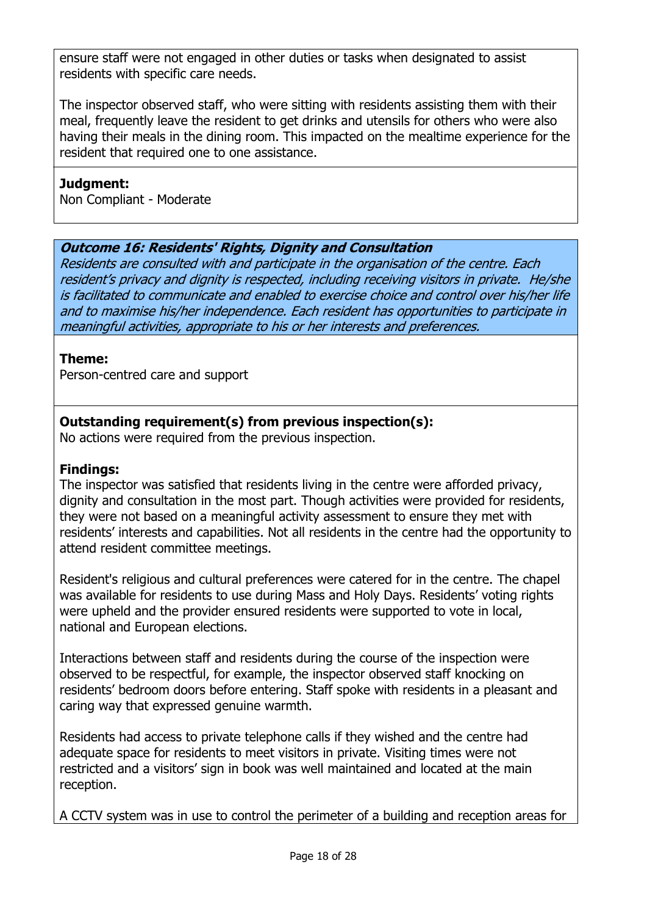ensure staff were not engaged in other duties or tasks when designated to assist residents with specific care needs.

The inspector observed staff, who were sitting with residents assisting them with their meal, frequently leave the resident to get drinks and utensils for others who were also having their meals in the dining room. This impacted on the mealtime experience for the resident that required one to one assistance.

**Judgment:**
Non Compliant - Moderate

***Outcome 16: Residents' Rights, Dignity and Consultation***
*Residents are consulted with and participate in the organisation of the centre. Each resident's privacy and dignity is respected, including receiving visitors in private. He/she is facilitated to communicate and enabled to exercise choice and control over his/her life and to maximise his/her independence. Each resident has opportunities to participate in meaningful activities, appropriate to his or her interests and preferences.*

**Theme:**
Person-centred care and support

**Outstanding requirement(s) from previous inspection(s):**
No actions were required from the previous inspection.

**Findings:**
The inspector was satisfied that residents living in the centre were afforded privacy, dignity and consultation in the most part. Though activities were provided for residents, they were not based on a meaningful activity assessment to ensure they met with residents' interests and capabilities. Not all residents in the centre had the opportunity to attend resident committee meetings.

Resident's religious and cultural preferences were catered for in the centre. The chapel was available for residents to use during Mass and Holy Days. Residents' voting rights were upheld and the provider ensured residents were supported to vote in local, national and European elections.

Interactions between staff and residents during the course of the inspection were observed to be respectful, for example, the inspector observed staff knocking on residents' bedroom doors before entering. Staff spoke with residents in a pleasant and caring way that expressed genuine warmth.

Residents had access to private telephone calls if they wished and the centre had adequate space for residents to meet visitors in private. Visiting times were not restricted and a visitors' sign in book was well maintained and located at the main reception.

A CCTV system was in use to control the perimeter of a building and reception areas for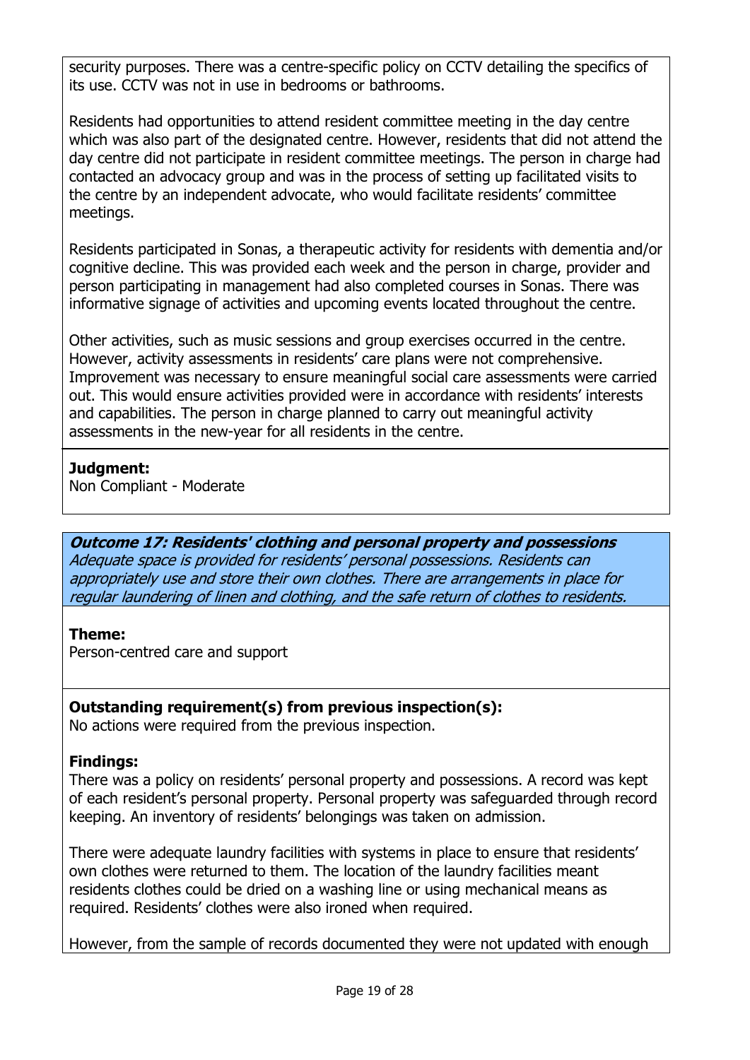security purposes. There was a centre-specific policy on CCTV detailing the specifics of its use. CCTV was not in use in bedrooms or bathrooms.

Residents had opportunities to attend resident committee meeting in the day centre which was also part of the designated centre. However, residents that did not attend the day centre did not participate in resident committee meetings. The person in charge had contacted an advocacy group and was in the process of setting up facilitated visits to the centre by an independent advocate, who would facilitate residents' committee meetings.

Residents participated in Sonas, a therapeutic activity for residents with dementia and/or cognitive decline. This was provided each week and the person in charge, provider and person participating in management had also completed courses in Sonas. There was informative signage of activities and upcoming events located throughout the centre.

Other activities, such as music sessions and group exercises occurred in the centre. However, activity assessments in residents' care plans were not comprehensive. Improvement was necessary to ensure meaningful social care assessments were carried out. This would ensure activities provided were in accordance with residents' interests and capabilities. The person in charge planned to carry out meaningful activity assessments in the new-year for all residents in the centre.

**Judgment:**
Non Compliant - Moderate

***Outcome 17: Residents' clothing and personal property and possessions***
*Adequate space is provided for residents' personal possessions. Residents can appropriately use and store their own clothes. There are arrangements in place for regular laundering of linen and clothing, and the safe return of clothes to residents.*

**Theme:**
Person-centred care and support

**Outstanding requirement(s) from previous inspection(s):**
No actions were required from the previous inspection.

**Findings:**
There was a policy on residents' personal property and possessions. A record was kept of each resident's personal property. Personal property was safeguarded through record keeping. An inventory of residents' belongings was taken on admission.

There were adequate laundry facilities with systems in place to ensure that residents' own clothes were returned to them. The location of the laundry facilities meant residents clothes could be dried on a washing line or using mechanical means as required. Residents' clothes were also ironed when required.

However, from the sample of records documented they were not updated with enough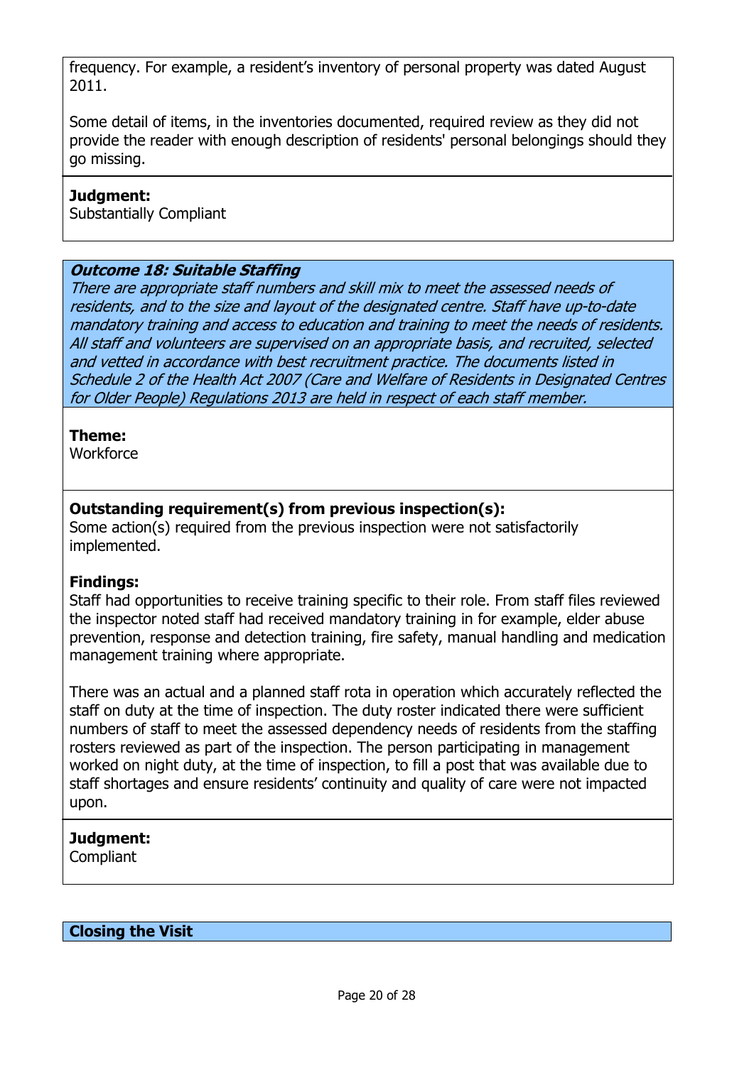frequency. For example, a resident's inventory of personal property was dated August 2011.

Some detail of items, in the inventories documented, required review as they did not provide the reader with enough description of residents' personal belongings should they go missing.

**Judgment:**
Substantially Compliant

### *Outcome 18: Suitable Staffing*

*There are appropriate staff numbers and skill mix to meet the assessed needs of residents, and to the size and layout of the designated centre. Staff have up-to-date mandatory training and access to education and training to meet the needs of residents. All staff and volunteers are supervised on an appropriate basis, and recruited, selected and vetted in accordance with best recruitment practice. The documents listed in Schedule 2 of the Health Act 2007 (Care and Welfare of Residents in Designated Centres for Older People) Regulations 2013 are held in respect of each staff member.*

**Theme:**
Workforce

**Outstanding requirement(s) from previous inspection(s):**
Some action(s) required from the previous inspection were not satisfactorily implemented.

**Findings:**
Staff had opportunities to receive training specific to their role. From staff files reviewed the inspector noted staff had received mandatory training in for example, elder abuse prevention, response and detection training, fire safety, manual handling and medication management training where appropriate.

There was an actual and a planned staff rota in operation which accurately reflected the staff on duty at the time of inspection. The duty roster indicated there were sufficient numbers of staff to meet the assessed dependency needs of residents from the staffing rosters reviewed as part of the inspection. The person participating in management worked on night duty, at the time of inspection, to fill a post that was available due to staff shortages and ensure residents' continuity and quality of care were not impacted upon.

**Judgment:**
Compliant

## Closing the Visit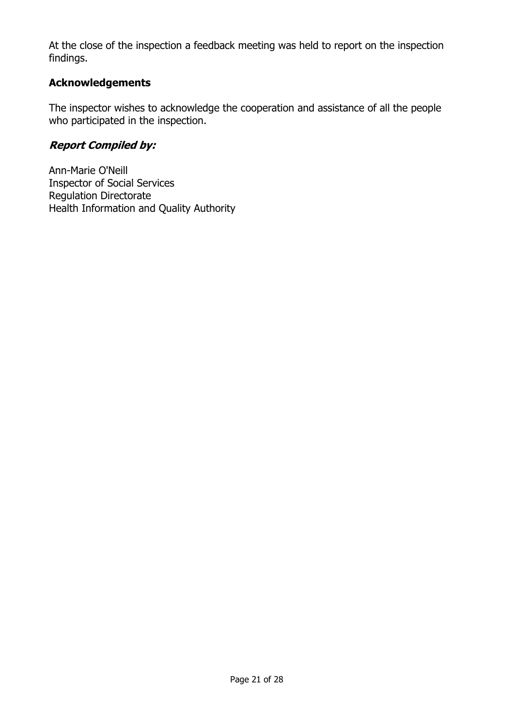At the close of the inspection a feedback meeting was held to report on the inspection findings.

### Acknowledgements

The inspector wishes to acknowledge the cooperation and assistance of all the people who participated in the inspection.

### *Report Compiled by:*

Ann-Marie O'Neill
Inspector of Social Services
Regulation Directorate
Health Information and Quality Authority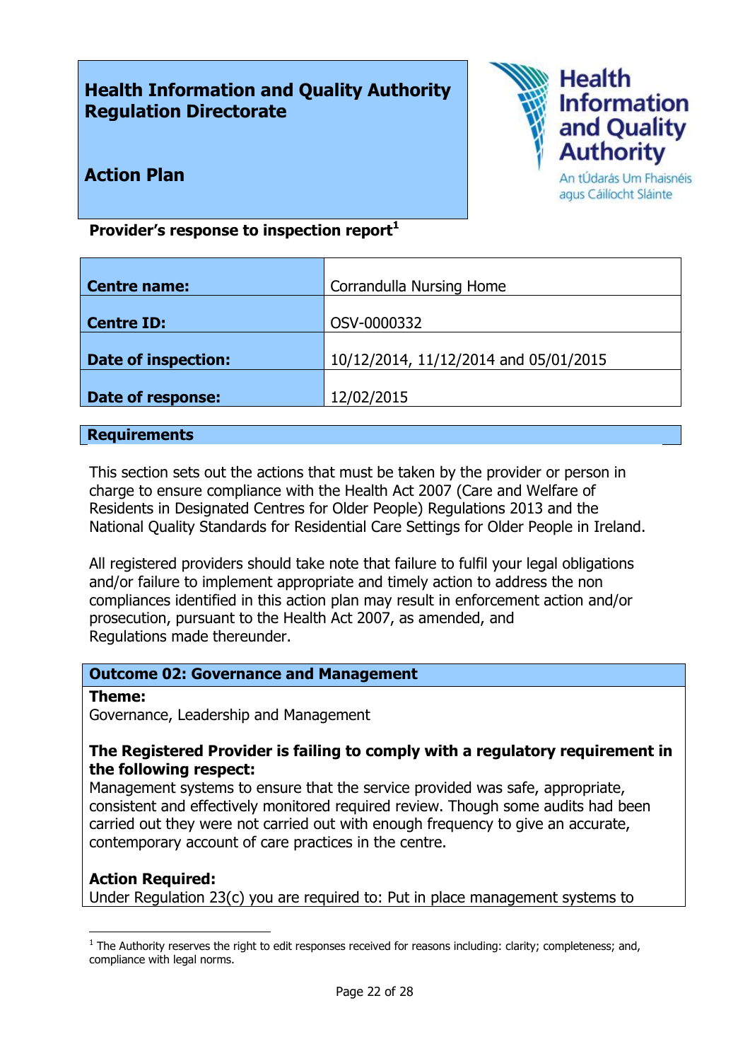**Health Information and Quality Authority**
**Regulation Directorate**

**Action Plan**

**Provider's response to inspection report**[1]

| **Centre name:** | Corrandulla Nursing Home |
|---|---|
| **Centre ID:** | OSV-0000332 |
| **Date of inspection:** | 10/12/2014, 11/12/2014 and 05/01/2015 |
| **Date of response:** | 12/02/2015 |

## Requirements

This section sets out the actions that must be taken by the provider or person in charge to ensure compliance with the Health Act 2007 (Care and Welfare of Residents in Designated Centres for Older People) Regulations 2013 and the National Quality Standards for Residential Care Settings for Older People in Ireland.

All registered providers should take note that failure to fulfil your legal obligations and/or failure to implement appropriate and timely action to address the non compliances identified in this action plan may result in enforcement action and/or prosecution, pursuant to the Health Act 2007, as amended, and Regulations made thereunder.

### Outcome 02: Governance and Management

**Theme:**
Governance, Leadership and Management

**The Registered Provider is failing to comply with a regulatory requirement in the following respect:**
Management systems to ensure that the service provided was safe, appropriate, consistent and effectively monitored required review. Though some audits had been carried out they were not carried out with enough frequency to give an accurate, contemporary account of care practices in the centre.

**Action Required:**
Under Regulation 23(c) you are required to: Put in place management systems to

[1] The Authority reserves the right to edit responses received for reasons including: clarity; completeness; and, compliance with legal norms.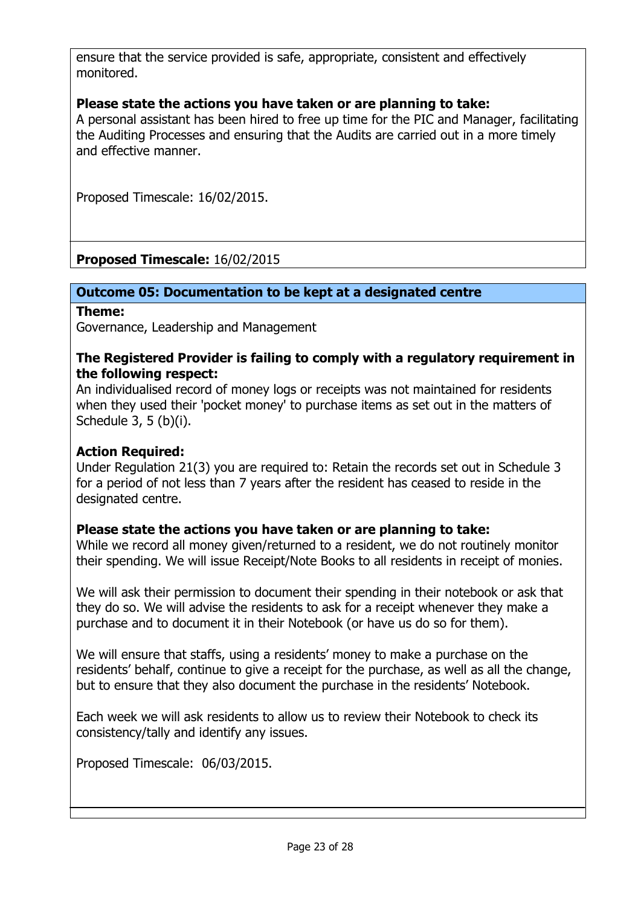ensure that the service provided is safe, appropriate, consistent and effectively monitored.

**Please state the actions you have taken or are planning to take:**
A personal assistant has been hired to free up time for the PIC and Manager, facilitating the Auditing Processes and ensuring that the Audits are carried out in a more timely and effective manner.

Proposed Timescale: 16/02/2015.

**Proposed Timescale:** 16/02/2015

## Outcome 05: Documentation to be kept at a designated centre

**Theme:**
Governance, Leadership and Management

**The Registered Provider is failing to comply with a regulatory requirement in the following respect:**
An individualised record of money logs or receipts was not maintained for residents when they used their 'pocket money' to purchase items as set out in the matters of Schedule 3, 5 (b)(i).

**Action Required:**
Under Regulation 21(3) you are required to: Retain the records set out in Schedule 3 for a period of not less than 7 years after the resident has ceased to reside in the designated centre.

**Please state the actions you have taken or are planning to take:**
While we record all money given/returned to a resident, we do not routinely monitor their spending. We will issue Receipt/Note Books to all residents in receipt of monies.

We will ask their permission to document their spending in their notebook or ask that they do so. We will advise the residents to ask for a receipt whenever they make a purchase and to document it in their Notebook (or have us do so for them).

We will ensure that staffs, using a residents' money to make a purchase on the residents' behalf, continue to give a receipt for the purchase, as well as all the change, but to ensure that they also document the purchase in the residents' Notebook.

Each week we will ask residents to allow us to review their Notebook to check its consistency/tally and identify any issues.

Proposed Timescale: 06/03/2015.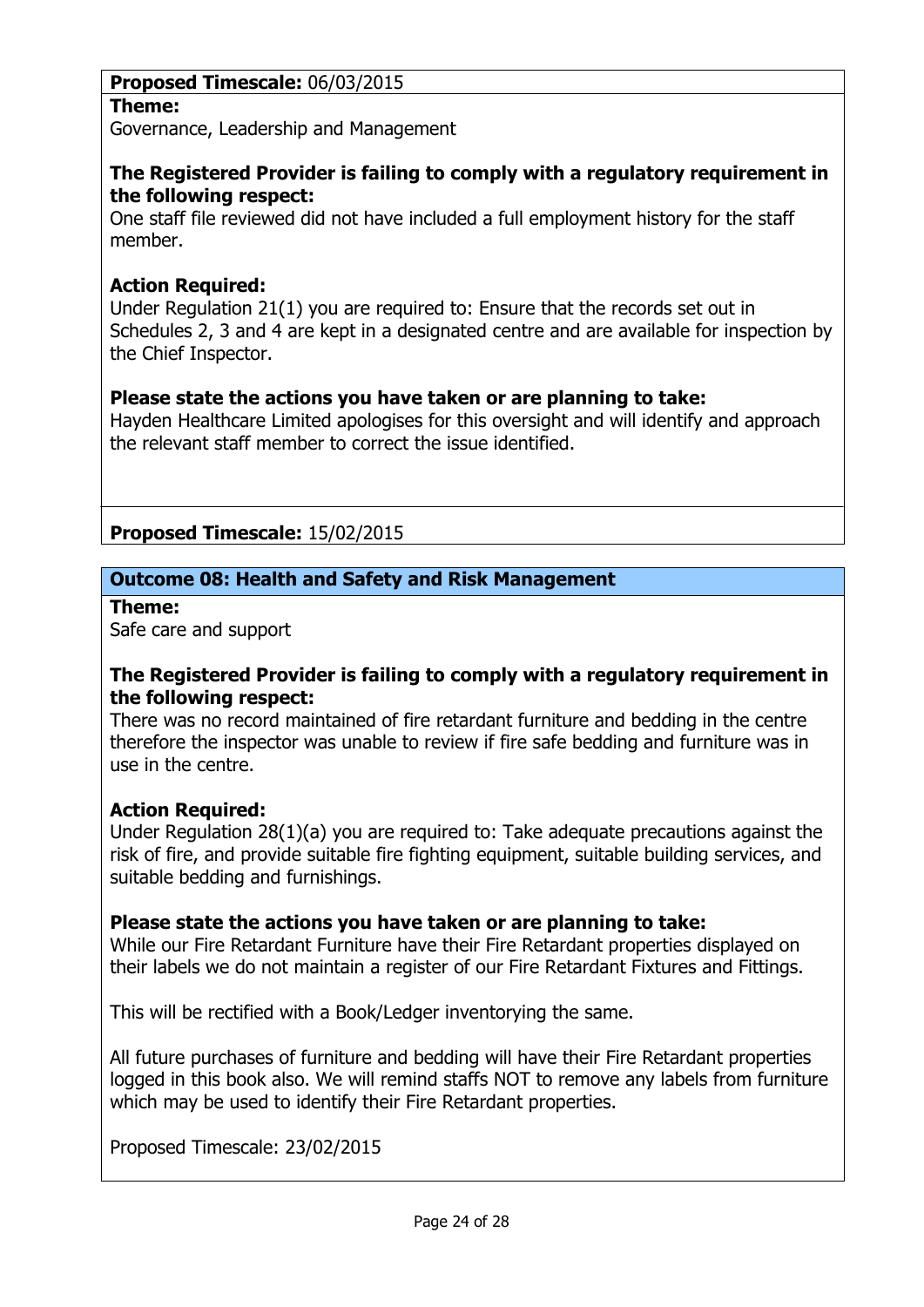**Proposed Timescale:** 06/03/2015

**Theme:**
Governance, Leadership and Management

**The Registered Provider is failing to comply with a regulatory requirement in the following respect:**
One staff file reviewed did not have included a full employment history for the staff member.

**Action Required:**
Under Regulation 21(1) you are required to: Ensure that the records set out in Schedules 2, 3 and 4 are kept in a designated centre and are available for inspection by the Chief Inspector.

**Please state the actions you have taken or are planning to take:**
Hayden Healthcare Limited apologises for this oversight and will identify and approach the relevant staff member to correct the issue identified.

**Proposed Timescale:** 15/02/2015

## Outcome 08: Health and Safety and Risk Management

**Theme:**
Safe care and support

**The Registered Provider is failing to comply with a regulatory requirement in the following respect:**
There was no record maintained of fire retardant furniture and bedding in the centre therefore the inspector was unable to review if fire safe bedding and furniture was in use in the centre.

**Action Required:**
Under Regulation 28(1)(a) you are required to: Take adequate precautions against the risk of fire, and provide suitable fire fighting equipment, suitable building services, and suitable bedding and furnishings.

**Please state the actions you have taken or are planning to take:**
While our Fire Retardant Furniture have their Fire Retardant properties displayed on their labels we do not maintain a register of our Fire Retardant Fixtures and Fittings.

This will be rectified with a Book/Ledger inventorying the same.

All future purchases of furniture and bedding will have their Fire Retardant properties logged in this book also. We will remind staffs NOT to remove any labels from furniture which may be used to identify their Fire Retardant properties.

Proposed Timescale: 23/02/2015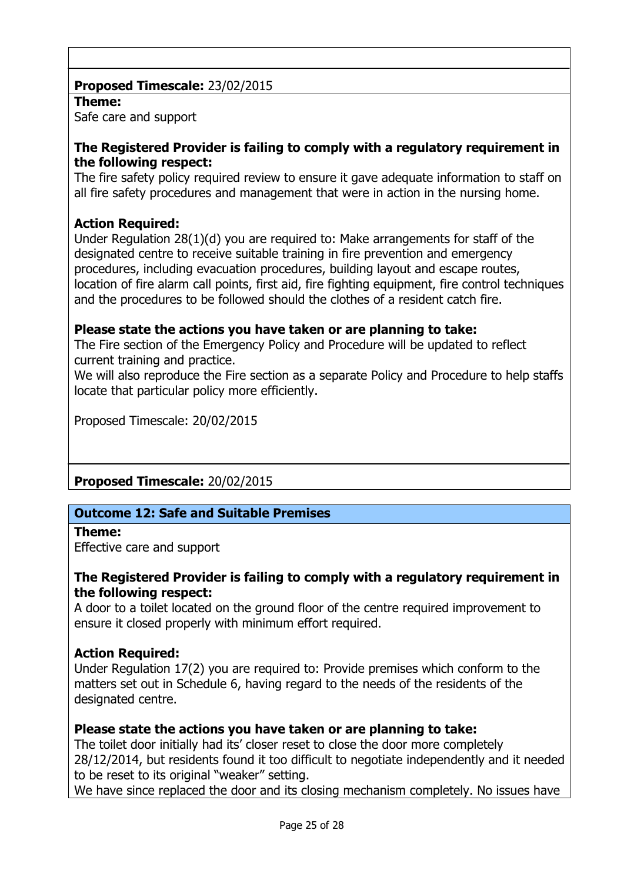**Proposed Timescale:** 23/02/2015

**Theme:**
Safe care and support

**The Registered Provider is failing to comply with a regulatory requirement in the following respect:**
The fire safety policy required review to ensure it gave adequate information to staff on all fire safety procedures and management that were in action in the nursing home.

**Action Required:**
Under Regulation 28(1)(d) you are required to: Make arrangements for staff of the designated centre to receive suitable training in fire prevention and emergency procedures, including evacuation procedures, building layout and escape routes, location of fire alarm call points, first aid, fire fighting equipment, fire control techniques and the procedures to be followed should the clothes of a resident catch fire.

**Please state the actions you have taken or are planning to take:**
The Fire section of the Emergency Policy and Procedure will be updated to reflect current training and practice.
We will also reproduce the Fire section as a separate Policy and Procedure to help staffs locate that particular policy more efficiently.

Proposed Timescale: 20/02/2015

**Proposed Timescale:** 20/02/2015

## Outcome 12: Safe and Suitable Premises

**Theme:**
Effective care and support

**The Registered Provider is failing to comply with a regulatory requirement in the following respect:**
A door to a toilet located on the ground floor of the centre required improvement to ensure it closed properly with minimum effort required.

**Action Required:**
Under Regulation 17(2) you are required to: Provide premises which conform to the matters set out in Schedule 6, having regard to the needs of the residents of the designated centre.

**Please state the actions you have taken or are planning to take:**
The toilet door initially had its' closer reset to close the door more completely 28/12/2014, but residents found it too difficult to negotiate independently and it needed to be reset to its original "weaker" setting.
We have since replaced the door and its closing mechanism completely. No issues have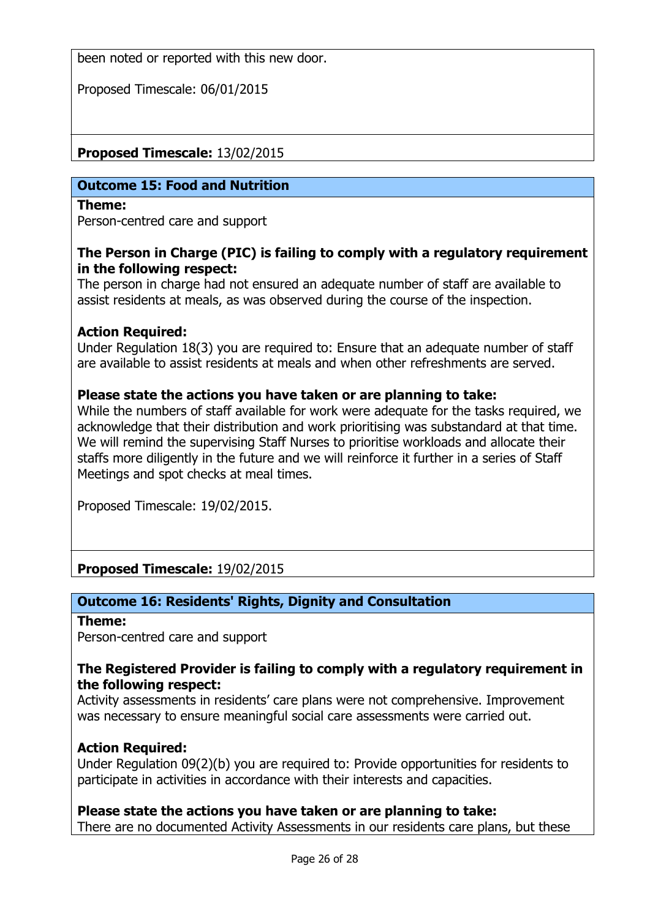been noted or reported with this new door.

Proposed Timescale: 06/01/2015

**Proposed Timescale:** 13/02/2015

## Outcome 15: Food and Nutrition

**Theme:**
Person-centred care and support

**The Person in Charge (PIC) is failing to comply with a regulatory requirement in the following respect:**
The person in charge had not ensured an adequate number of staff are available to assist residents at meals, as was observed during the course of the inspection.

**Action Required:**
Under Regulation 18(3) you are required to: Ensure that an adequate number of staff are available to assist residents at meals and when other refreshments are served.

**Please state the actions you have taken or are planning to take:**
While the numbers of staff available for work were adequate for the tasks required, we acknowledge that their distribution and work prioritising was substandard at that time. We will remind the supervising Staff Nurses to prioritise workloads and allocate their staffs more diligently in the future and we will reinforce it further in a series of Staff Meetings and spot checks at meal times.

Proposed Timescale: 19/02/2015.

**Proposed Timescale:** 19/02/2015

## Outcome 16: Residents' Rights, Dignity and Consultation

**Theme:**
Person-centred care and support

**The Registered Provider is failing to comply with a regulatory requirement in the following respect:**
Activity assessments in residents' care plans were not comprehensive. Improvement was necessary to ensure meaningful social care assessments were carried out.

**Action Required:**
Under Regulation 09(2)(b) you are required to: Provide opportunities for residents to participate in activities in accordance with their interests and capacities.

**Please state the actions you have taken or are planning to take:**
There are no documented Activity Assessments in our residents care plans, but these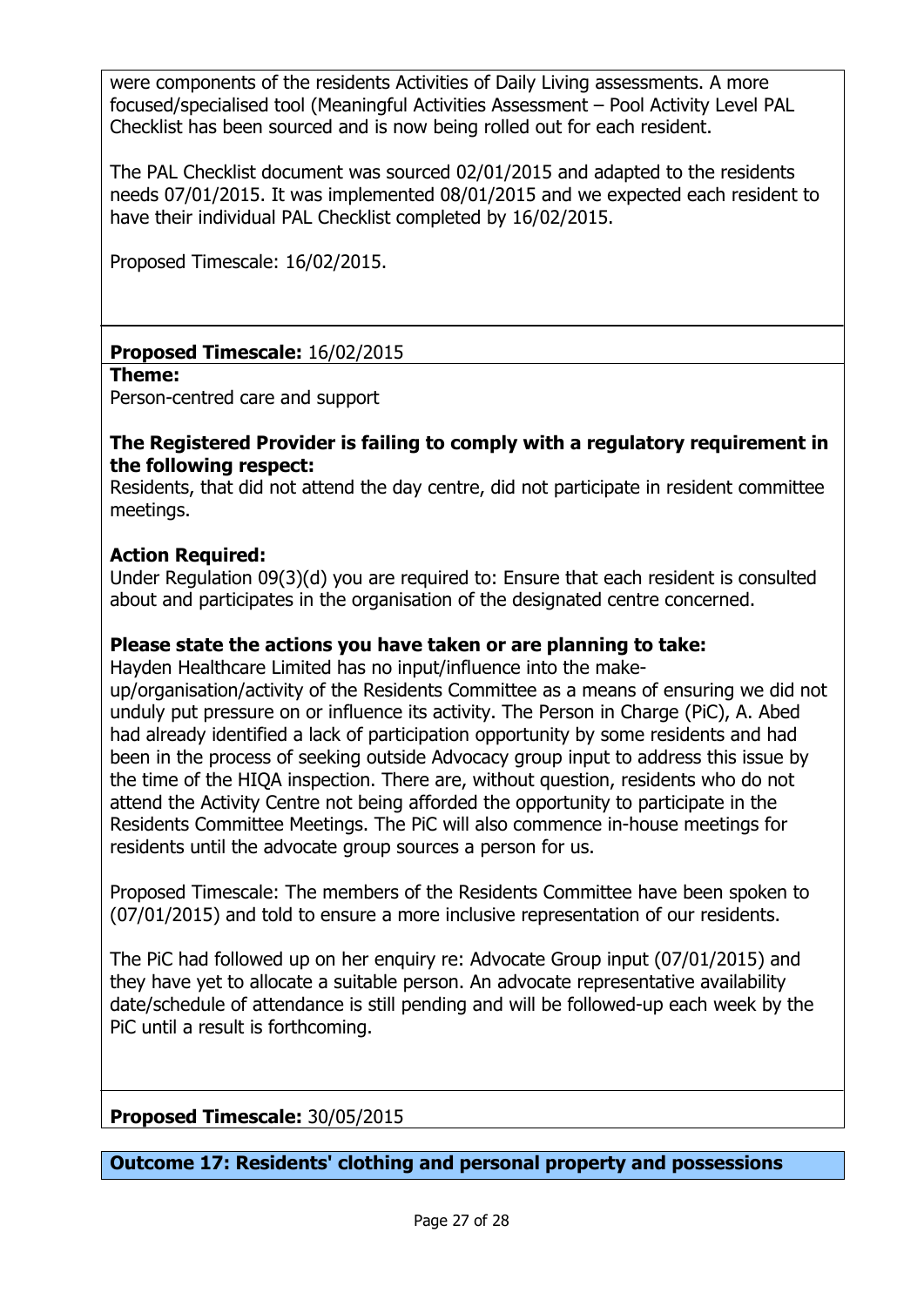were components of the residents Activities of Daily Living assessments. A more focused/specialised tool (Meaningful Activities Assessment – Pool Activity Level PAL Checklist has been sourced and is now being rolled out for each resident.

The PAL Checklist document was sourced 02/01/2015 and adapted to the residents needs 07/01/2015. It was implemented 08/01/2015 and we expected each resident to have their individual PAL Checklist completed by 16/02/2015.

Proposed Timescale: 16/02/2015.

**Proposed Timescale:** 16/02/2015

**Theme:**
Person-centred care and support

**The Registered Provider is failing to comply with a regulatory requirement in the following respect:**
Residents, that did not attend the day centre, did not participate in resident committee meetings.

**Action Required:**
Under Regulation 09(3)(d) you are required to: Ensure that each resident is consulted about and participates in the organisation of the designated centre concerned.

**Please state the actions you have taken or are planning to take:**
Hayden Healthcare Limited has no input/influence into the make-up/organisation/activity of the Residents Committee as a means of ensuring we did not unduly put pressure on or influence its activity. The Person in Charge (PiC), A. Abed had already identified a lack of participation opportunity by some residents and had been in the process of seeking outside Advocacy group input to address this issue by the time of the HIQA inspection. There are, without question, residents who do not attend the Activity Centre not being afforded the opportunity to participate in the Residents Committee Meetings. The PiC will also commence in-house meetings for residents until the advocate group sources a person for us.

Proposed Timescale: The members of the Residents Committee have been spoken to (07/01/2015) and told to ensure a more inclusive representation of our residents.

The PiC had followed up on her enquiry re: Advocate Group input (07/01/2015) and they have yet to allocate a suitable person. An advocate representative availability date/schedule of attendance is still pending and will be followed-up each week by the PiC until a result is forthcoming.

**Proposed Timescale:** 30/05/2015

## Outcome 17: Residents' clothing and personal property and possessions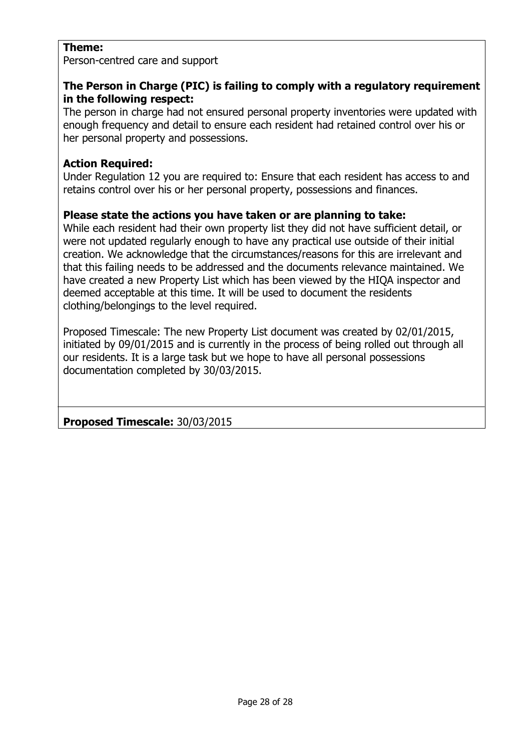**Theme:**
Person-centred care and support

**The Person in Charge (PIC) is failing to comply with a regulatory requirement in the following respect:**
The person in charge had not ensured personal property inventories were updated with enough frequency and detail to ensure each resident had retained control over his or her personal property and possessions.

**Action Required:**
Under Regulation 12 you are required to: Ensure that each resident has access to and retains control over his or her personal property, possessions and finances.

**Please state the actions you have taken or are planning to take:**
While each resident had their own property list they did not have sufficient detail, or were not updated regularly enough to have any practical use outside of their initial creation. We acknowledge that the circumstances/reasons for this are irrelevant and that this failing needs to be addressed and the documents relevance maintained. We have created a new Property List which has been viewed by the HIQA inspector and deemed acceptable at this time. It will be used to document the residents clothing/belongings to the level required.

Proposed Timescale: The new Property List document was created by 02/01/2015, initiated by 09/01/2015 and is currently in the process of being rolled out through all our residents. It is a large task but we hope to have all personal possessions documentation completed by 30/03/2015.

**Proposed Timescale:** 30/03/2015